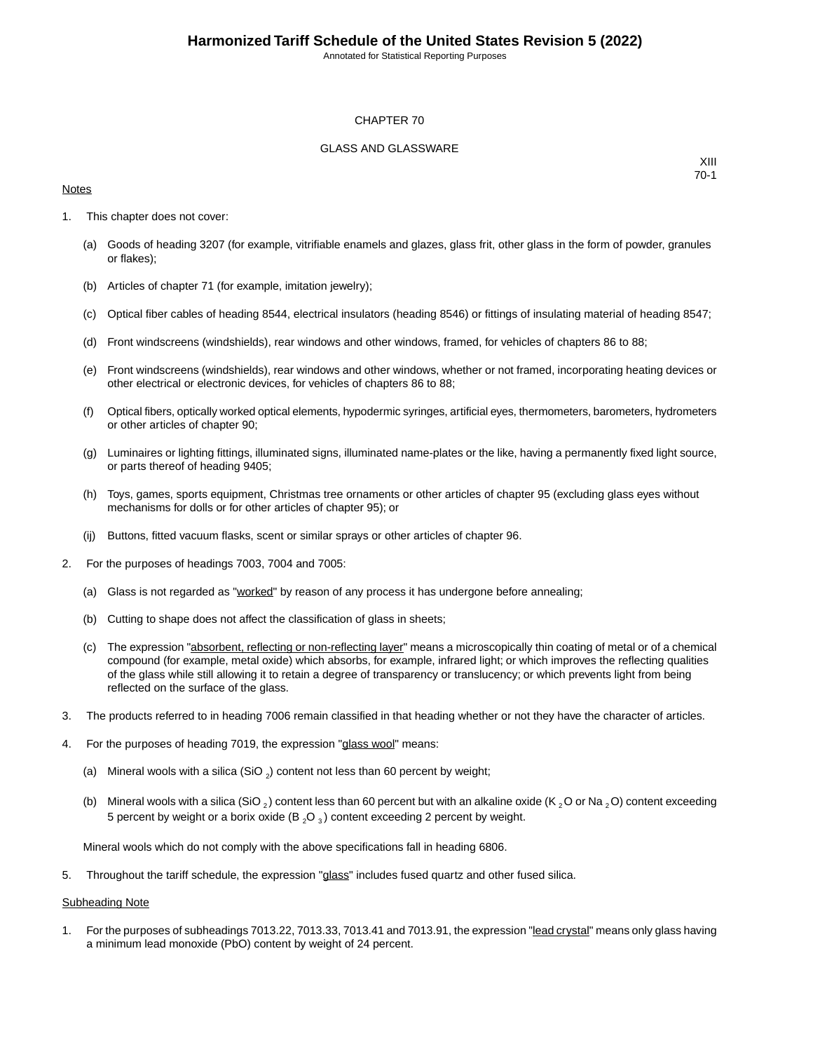# CHAPTER 70

## GLASS AND GLASSWARE

XIII
70-1

Notes

1. This chapter does not cover:

   (a) Goods of heading 3207 (for example, vitrifiable enamels and glazes, glass frit, other glass in the form of powder, granules or flakes);

   (b) Articles of chapter 71 (for example, imitation jewelry);

   (c) Optical fiber cables of heading 8544, electrical insulators (heading 8546) or fittings of insulating material of heading 8547;

   (d) Front windscreens (windshields), rear windows and other windows, framed, for vehicles of chapters 86 to 88;

   (e) Front windscreens (windshields), rear windows and other windows, whether or not framed, incorporating heating devices or other electrical or electronic devices, for vehicles of chapters 86 to 88;

   (f) Optical fibers, optically worked optical elements, hypodermic syringes, artificial eyes, thermometers, barometers, hydrometers or other articles of chapter 90;

   (g) Luminaires or lighting fittings, illuminated signs, illuminated name-plates or the like, having a permanently fixed light source, or parts thereof of heading 9405;

   (h) Toys, games, sports equipment, Christmas tree ornaments or other articles of chapter 95 (excluding glass eyes without mechanisms for dolls or for other articles of chapter 95); or

   (ij) Buttons, fitted vacuum flasks, scent or similar sprays or other articles of chapter 96.

2. For the purposes of headings 7003, 7004 and 7005:

   (a) Glass is not regarded as "worked" by reason of any process it has undergone before annealing;

   (b) Cutting to shape does not affect the classification of glass in sheets;

   (c) The expression "absorbent, reflecting or non-reflecting layer" means a microscopically thin coating of metal or of a chemical compound (for example, metal oxide) which absorbs, for example, infrared light; or which improves the reflecting qualities of the glass while still allowing it to retain a degree of transparency or translucency; or which prevents light from being reflected on the surface of the glass.

3. The products referred to in heading 7006 remain classified in that heading whether or not they have the character of articles.

4. For the purposes of heading 7019, the expression "glass wool" means:

   (a) Mineral wools with a silica ($SiO_2$) content not less than 60 percent by weight;

   (b) Mineral wools with a silica ($SiO_2$) content less than 60 percent but with an alkaline oxide ($K_2O$ or $Na_2O$) content exceeding 5 percent by weight or a borix oxide ($B_2O_3$) content exceeding 2 percent by weight.

   Mineral wools which do not comply with the above specifications fall in heading 6806.

5. Throughout the tariff schedule, the expression "glass" includes fused quartz and other fused silica.

Subheading Note

1. For the purposes of subheadings 7013.22, 7013.33, 7013.41 and 7013.91, the expression "lead crystal" means only glass having a minimum lead monoxide (PbO) content by weight of 24 percent.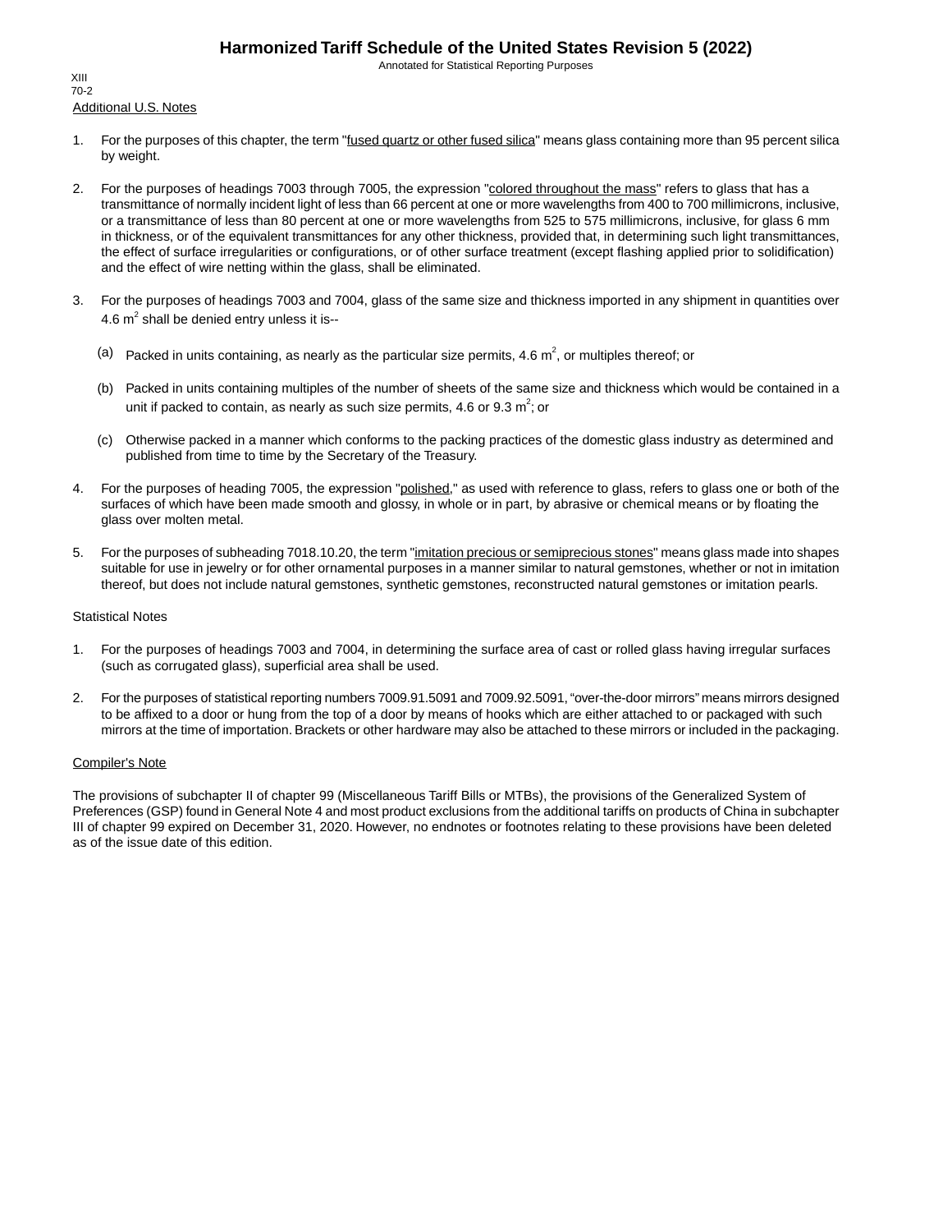Additional U.S. Notes

1. For the purposes of this chapter, the term "fused quartz or other fused silica" means glass containing more than 95 percent silica by weight.

2. For the purposes of headings 7003 through 7005, the expression "colored throughout the mass" refers to glass that has a transmittance of normally incident light of less than 66 percent at one or more wavelengths from 400 to 700 millimicrons, inclusive, or a transmittance of less than 80 percent at one or more wavelengths from 525 to 575 millimicrons, inclusive, for glass 6 mm in thickness, or of the equivalent transmittances for any other thickness, provided that, in determining such light transmittances, the effect of surface irregularities or configurations, or of other surface treatment (except flashing applied prior to solidification) and the effect of wire netting within the glass, shall be eliminated.

3. For the purposes of headings 7003 and 7004, glass of the same size and thickness imported in any shipment in quantities over 4.6 $m^2$ shall be denied entry unless it is--

   (a) Packed in units containing, as nearly as the particular size permits, 4.6 $m^2$, or multiples thereof; or

   (b) Packed in units containing multiples of the number of sheets of the same size and thickness which would be contained in a unit if packed to contain, as nearly as such size permits, 4.6 or 9.3 $m^2$; or

   (c) Otherwise packed in a manner which conforms to the packing practices of the domestic glass industry as determined and published from time to time by the Secretary of the Treasury.

4. For the purposes of heading 7005, the expression "polished," as used with reference to glass, refers to glass one or both of the surfaces of which have been made smooth and glossy, in whole or in part, by abrasive or chemical means or by floating the glass over molten metal.

5. For the purposes of subheading 7018.10.20, the term "imitation precious or semiprecious stones" means glass made into shapes suitable for use in jewelry or for other ornamental purposes in a manner similar to natural gemstones, whether or not in imitation thereof, but does not include natural gemstones, synthetic gemstones, reconstructed natural gemstones or imitation pearls.

Statistical Notes

1. For the purposes of headings 7003 and 7004, in determining the surface area of cast or rolled glass having irregular surfaces (such as corrugated glass), superficial area shall be used.

2. For the purposes of statistical reporting numbers 7009.91.5091 and 7009.92.5091, “over-the-door mirrors” means mirrors designed to be affixed to a door or hung from the top of a door by means of hooks which are either attached to or packaged with such mirrors at the time of importation. Brackets or other hardware may also be attached to these mirrors or included in the packaging.

Compiler's Note

The provisions of subchapter II of chapter 99 (Miscellaneous Tariff Bills or MTBs), the provisions of the Generalized System of Preferences (GSP) found in General Note 4 and most product exclusions from the additional tariffs on products of China in subchapter III of chapter 99 expired on December 31, 2020. However, no endnotes or footnotes relating to these provisions have been deleted as of the issue date of this edition.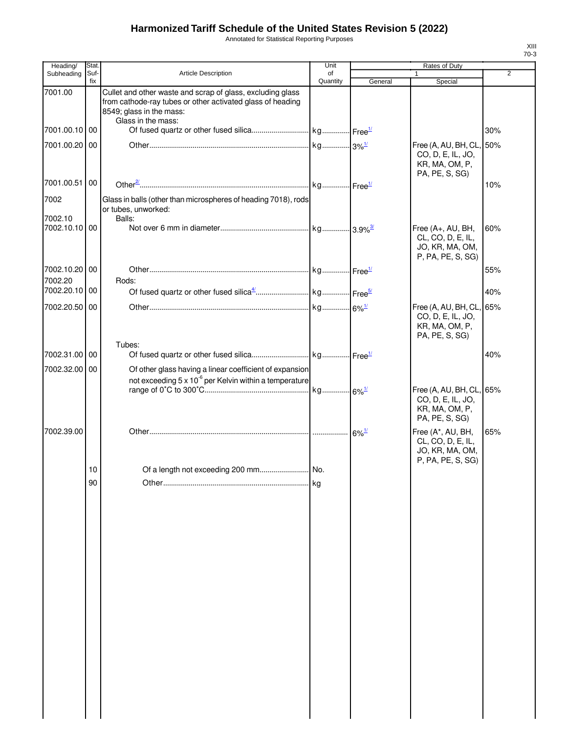# Harmonized Tariff Schedule of the United States Revision 5 (2022)

Annotated for Statistical Reporting Purposes

| Heading/ Subheading | Stat. Suf- fix | Article Description | Unit of Quantity | Rates of Duty 1 General | Special | 2 |
|---|---|---|---|---|---|---|
| 7001.00 | | Cullet and other waste and scrap of glass, excluding glass from cathode-ray tubes or other activated glass of heading 8549; glass in the mass: | | | | |
| | | Glass in the mass: | | | | |
| 7001.00.10 | 00 | Of fused quartz or other fused silica | kg | Free[1/] | | 30% |
| 7001.00.20 | 00 | Other | kg | 3%[1/] | Free (A, AU, BH, CL, CO, D, E, IL, JO, KR, MA, OM, P, PA, PE, S, SG) | 50% |
| 7001.00.51 | 00 | Other[2/] | kg | Free[1/] | | 10% |
| 7002 | | Glass in balls (other than microspheres of heading 7018), rods or tubes, unworked: | | | | |
| 7002.10 | | Balls: | | | | |
| 7002.10.10 | 00 | Not over 6 mm in diameter | kg | 3.9%[3/] | Free (A+, AU, BH, CL, CO, D, E, IL, JO, KR, MA, OM, P, PA, PE, S, SG) | 60% |
| 7002.10.20 | 00 | Other | kg | Free[1/] | | 55% |
| 7002.20 | | Rods: | | | | |
| 7002.20.10 | 00 | Of fused quartz or other fused silica[4/] | kg | Free[5/] | | 40% |
| 7002.20.50 | 00 | Other | kg | 6%[1/] | Free (A, AU, BH, CL, CO, D, E, IL, JO, KR, MA, OM, P, PA, PE, S, SG) | 65% |
| | | Tubes: | | | | |
| 7002.31.00 | 00 | Of fused quartz or other fused silica | kg | Free[1/] | | 40% |
| 7002.32.00 | 00 | Of other glass having a linear coefficient of expansion not exceeding $5 \times 10^{-6}$ per Kelvin within a temperature range of 0˚C to 300˚C | kg | 6%[1/] | Free (A, AU, BH, CL, CO, D, E, IL, JO, KR, MA, OM, P, PA, PE, S, SG) | 65% |
| 7002.39.00 | | Other | | 6%[1/] | Free (A*, AU, BH, CL, CO, D, E, IL, JO, KR, MA, OM, P, PA, PE, S, SG) | 65% |
| | 10 | Of a length not exceeding 200 mm | No. | | | |
| | 90 | Other | kg | | | |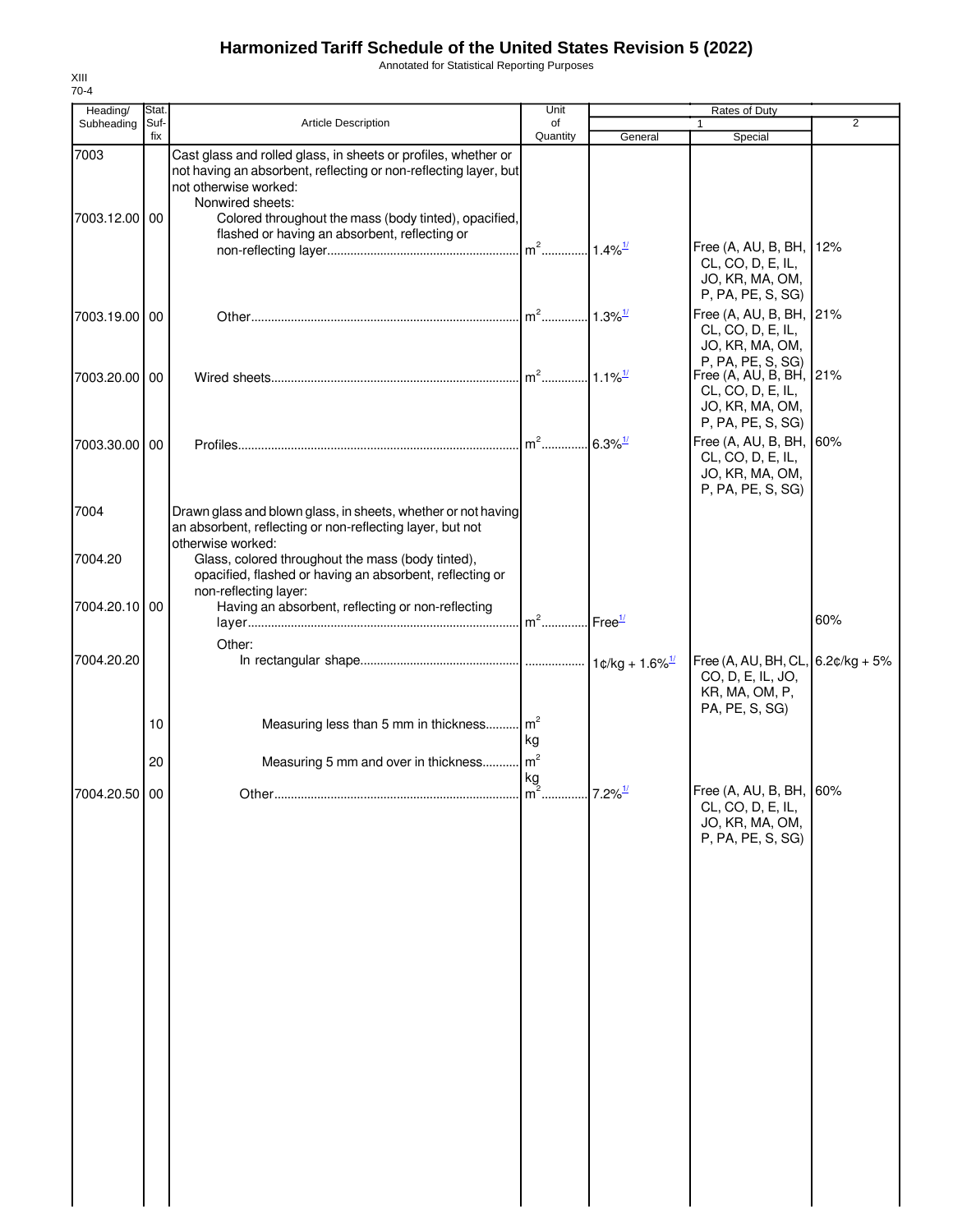# Harmonized Tariff Schedule of the United States Revision 5 (2022)

Annotated for Statistical Reporting Purposes

XIII
70-4

| Heading/ Subheading | Stat. Suf-fix | Article Description | Unit of Quantity | Rates of Duty 1 General | Special | 2 |
|---|---|---|---|---|---|---|
| 7003 | | Cast glass and rolled glass, in sheets or profiles, whether or not having an absorbent, reflecting or non-reflecting layer, but not otherwise worked: | | | | |
| | | Nonwired sheets: | | | | |
| 7003.12.00 | 00 | Colored throughout the mass (body tinted), opacified, flashed or having an absorbent, reflecting or non-reflecting layer | $m^2$ | 1.4%[1/] | Free (A, AU, B, BH, CL, CO, D, E, IL, JO, KR, MA, OM, P, PA, PE, S, SG) | 12% |
| 7003.19.00 | 00 | Other | $m^2$ | 1.3%[1/] | Free (A, AU, B, BH, CL, CO, D, E, IL, JO, KR, MA, OM, P, PA, PE, S, SG) | 21% |
| 7003.20.00 | 00 | Wired sheets | $m^2$ | 1.1%[1/] | Free (A, AU, B, BH, CL, CO, D, E, IL, JO, KR, MA, OM, P, PA, PE, S, SG) | 21% |
| 7003.30.00 | 00 | Profiles | $m^2$ | 6.3%[1/] | Free (A, AU, B, BH, CL, CO, D, E, IL, JO, KR, MA, OM, P, PA, PE, S, SG) | 60% |
| 7004 | | Drawn glass and blown glass, in sheets, whether or not having an absorbent, reflecting or non-reflecting layer, but not otherwise worked: | | | | |
| 7004.20 | | Glass, colored throughout the mass (body tinted), opacified, flashed or having an absorbent, reflecting or non-reflecting layer: | | | | |
| 7004.20.10 | 00 | Having an absorbent, reflecting or non-reflecting layer | $m^2$ | Free[1/] | | 60% |
| | | Other: | | | | |
| 7004.20.20 | | In rectangular shape | | 1¢/kg + 1.6%[1/] | Free (A, AU, BH, CL, CO, D, E, IL, JO, KR, MA, OM, P, PA, PE, S, SG) | 6.2¢/kg + 5% |
| | 10 | Measuring less than 5 mm in thickness | $m^2$ kg | | | |
| | 20 | Measuring 5 mm and over in thickness | $m^2$ kg | | | |
| 7004.20.50 | 00 | Other | $m^2$ | 7.2%[1/] | Free (A, AU, B, BH, CL, CO, D, E, IL, JO, KR, MA, OM, P, PA, PE, S, SG) | 60% |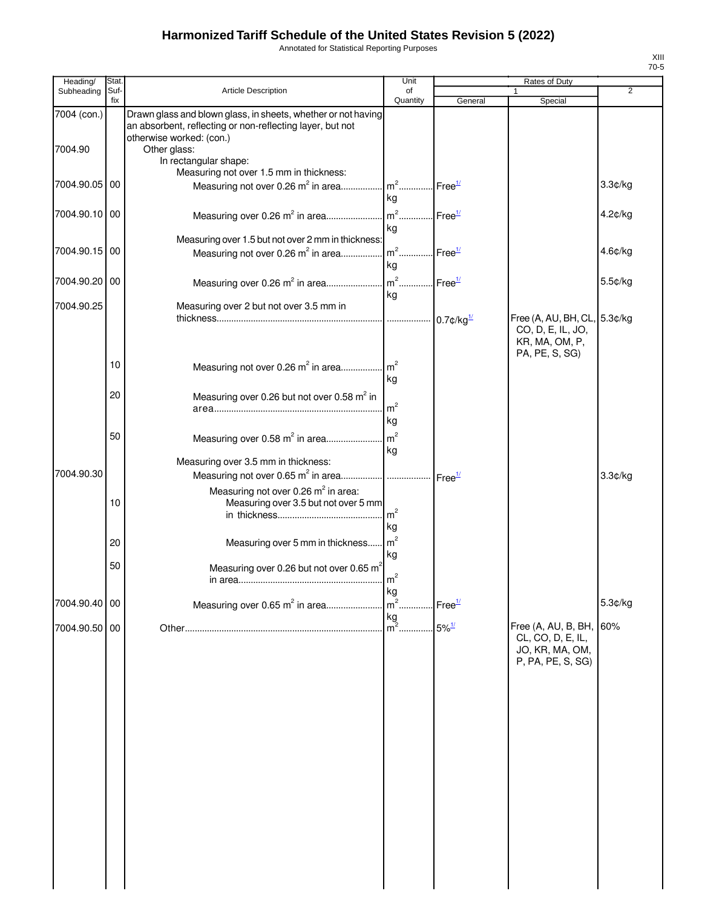# Harmonized Tariff Schedule of the United States Revision 5 (2022)

Annotated for Statistical Reporting Purposes

| Heading/ Subheading | Stat. Suf- fix | Article Description | Unit of Quantity | Rates of Duty 1 General | Special | 2 |
|---|---|---|---|---|---|---|
| 7004 (con.) | | Drawn glass and blown glass, in sheets, whether or not having an absorbent, reflecting or non-reflecting layer, but not otherwise worked: (con.) | | | | |
| 7004.90 | | Other glass: | | | | |
| | | In rectangular shape: | | | | |
| | | Measuring not over 1.5 mm in thickness: | | | | |
| 7004.90.05 | 00 | Measuring not over 0.26 $m^2$ in area | $m^2$ kg | Free[1/] | | 3.3¢/kg |
| 7004.90.10 | 00 | Measuring over 0.26 $m^2$ in area | $m^2$ kg | Free[1/] | | 4.2¢/kg |
| | | Measuring over 1.5 but not over 2 mm in thickness: | | | | |
| 7004.90.15 | 00 | Measuring not over 0.26 $m^2$ in area | $m^2$ kg | Free[1/] | | 4.6¢/kg |
| 7004.90.20 | 00 | Measuring over 0.26 $m^2$ in area | $m^2$ kg | Free[1/] | | 5.5¢/kg |
| 7004.90.25 | | Measuring over 2 but not over 3.5 mm in thickness | | 0.7¢/kg[1/] | Free (A, AU, BH, CL, CO, D, E, IL, JO, KR, MA, OM, P, PA, PE, S, SG) | 5.3¢/kg |
| | 10 | Measuring not over 0.26 $m^2$ in area | $m^2$ kg | | | |
| | 20 | Measuring over 0.26 but not over 0.58 $m^2$ in area | $m^2$ kg | | | |
| | 50 | Measuring over 0.58 $m^2$ in area | $m^2$ kg | | | |
| | | Measuring over 3.5 mm in thickness: | | | | |
| 7004.90.30 | | Measuring not over 0.65 $m^2$ in area | | Free[1/] | | 3.3¢/kg |
| | | Measuring not over 0.26 $m^2$ in area: | | | | |
| | 10 | Measuring over 3.5 but not over 5 mm in thickness | $m^2$ kg | | | |
| | 20 | Measuring over 5 mm in thickness | $m^2$ kg | | | |
| | 50 | Measuring over 0.26 but not over 0.65 $m^2$ in area | $m^2$ kg | | | |
| 7004.90.40 | 00 | Measuring over 0.65 $m^2$ in area | $m^2$ kg | Free[1/] | | 5.3¢/kg |
| 7004.90.50 | 00 | Other | $m^2$ | 5%[1/] | Free (A, AU, B, BH, CL, CO, D, E, IL, JO, KR, MA, OM, P, PA, PE, S, SG) | 60% |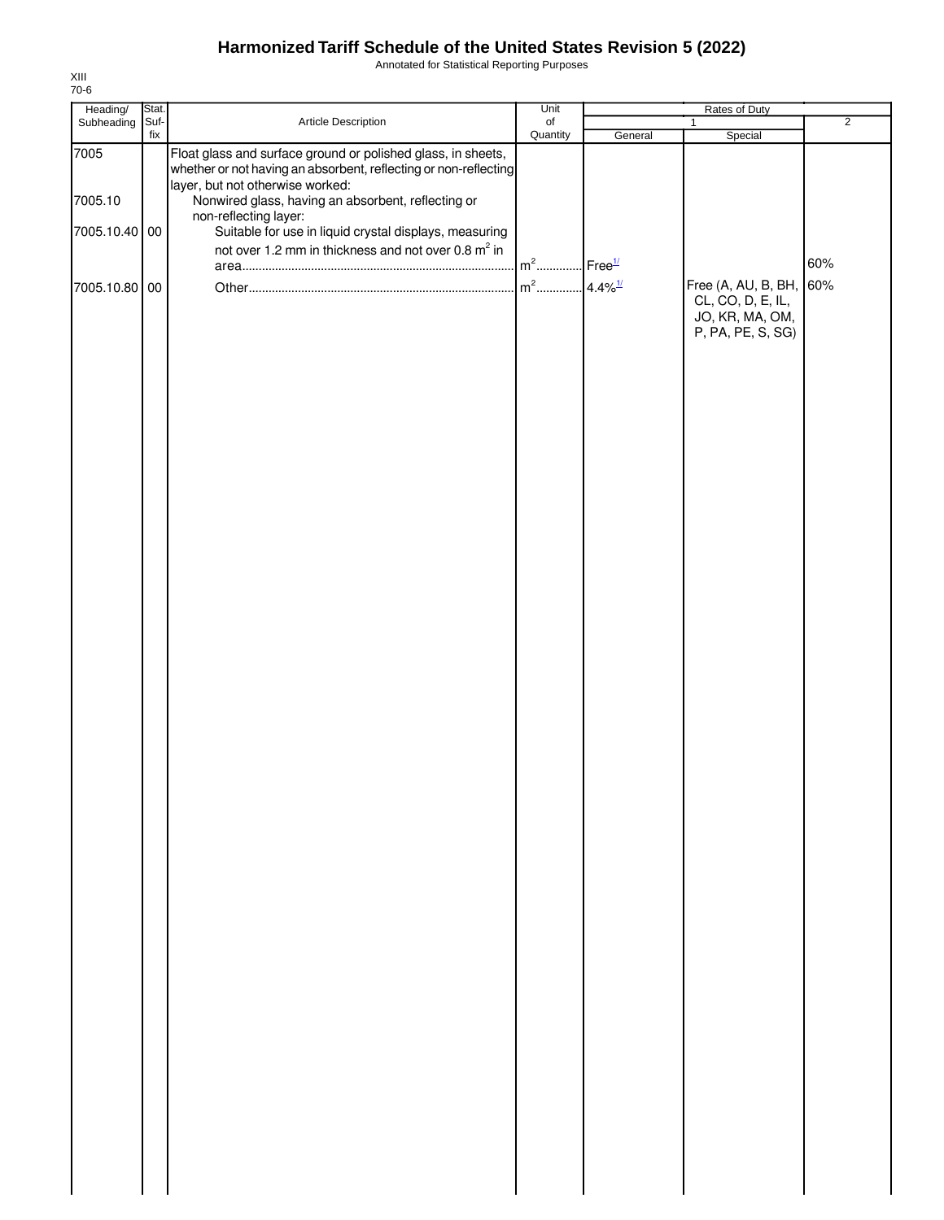# Harmonized Tariff Schedule of the United States Revision 5 (2022)

Annotated for Statistical Reporting Purposes

XIII
70-6

| Heading/ Subheading | Stat. Suf-fix | Article Description | Unit of Quantity | Rates of Duty 1 General | Special | 2 |
|---|---|---|---|---|---|---|
| 7005 | | Float glass and surface ground or polished glass, in sheets, whether or not having an absorbent, reflecting or non-reflecting layer, but not otherwise worked: | | | | |
| 7005.10 | | Nonwired glass, having an absorbent, reflecting or non-reflecting layer: | | | | |
| 7005.10.40 | 00 | Suitable for use in liquid crystal displays, measuring not over 1.2 mm in thickness and not over 0.8 $m^2$ in area | $m^2$ | Free[1/] | | 60% |
| 7005.10.80 | 00 | Other | $m^2$ | 4.4%[1/] | Free (A, AU, B, BH, CL, CO, D, E, IL, JO, KR, MA, OM, P, PA, PE, S, SG) | 60% |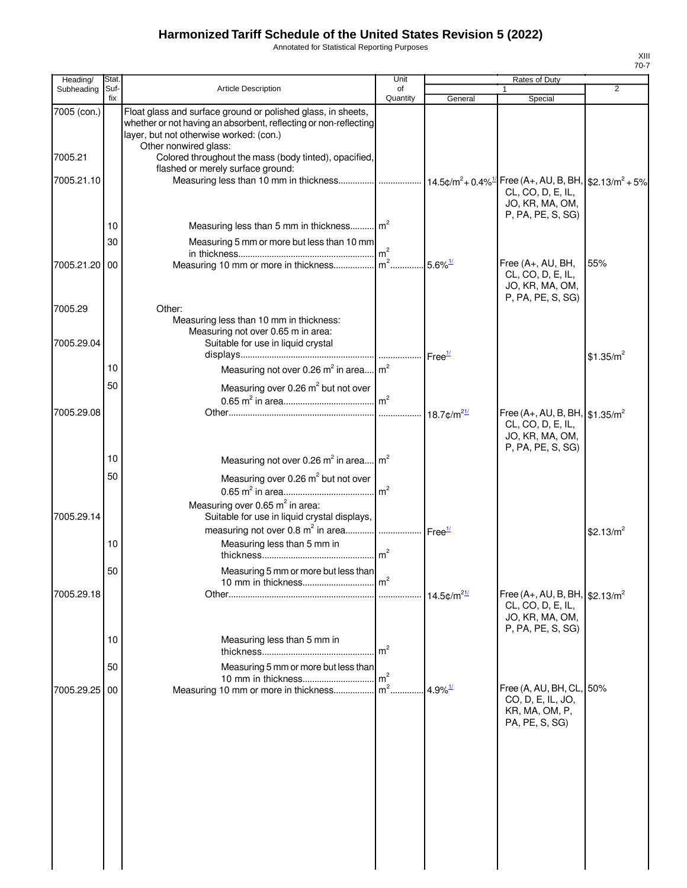# Harmonized Tariff Schedule of the United States Revision 5 (2022)

Annotated for Statistical Reporting Purposes

XIII
70-7

| Heading/ Subheading | Stat. Suf-fix | Article Description | Unit of Quantity | Rates of Duty 1 General | Special | 2 |
|---|---|---|---|---|---|---|
| 7005 (con.) | | Float glass and surface ground or polished glass, in sheets, whether or not having an absorbent, reflecting or non-reflecting layer, but not otherwise worked: (con.) | | | | |
| | | Other nonwired glass: | | | | |
| 7005.21 | | Colored throughout the mass (body tinted), opacified, flashed or merely surface ground: | | | | |
| 7005.21.10 | | Measuring less than 10 mm in thickness | | 14.5¢/m² + 0.4%[1/] | Free (A+, AU, B, BH, CL, CO, D, E, IL, JO, KR, MA, OM, P, PA, PE, S, SG) | $2.13/m² + 5% |
| | 10 | Measuring less than 5 mm in thickness | m² | | | |
| | 30 | Measuring 5 mm or more but less than 10 mm in thickness | m² | | | |
| 7005.21.20 | 00 | Measuring 10 mm or more in thickness | m² | 5.6%[1/] | Free (A+, AU, BH, CL, CO, D, E, IL, JO, KR, MA, OM, P, PA, PE, S, SG) | 55% |
| 7005.29 | | Other: | | | | |
| | | Measuring less than 10 mm in thickness: | | | | |
| | | Measuring not over 0.65 m in area: | | | | |
| 7005.29.04 | | Suitable for use in liquid crystal displays | | Free[1/] | | $1.35/m² |
| | 10 | Measuring not over 0.26 m² in area | m² | | | |
| | 50 | Measuring over 0.26 m² but not over 0.65 m² in area | m² | | | |
| 7005.29.08 | | Other | | 18.7¢/m²[21/] | Free (A+, AU, B, BH, CL, CO, D, E, IL, JO, KR, MA, OM, P, PA, PE, S, SG) | $1.35/m² |
| | 10 | Measuring not over 0.26 m² in area | m² | | | |
| | 50 | Measuring over 0.26 m² but not over 0.65 m² in area | m² | | | |
| | | Measuring over 0.65 m² in area: | | | | |
| 7005.29.14 | | Suitable for use in liquid crystal displays, measuring not over 0.8 m² in area | | Free[1/] | | $2.13/m² |
| | 10 | Measuring less than 5 mm in thickness | m² | | | |
| | 50 | Measuring 5 mm or more but less than 10 mm in thickness | m² | | | |
| 7005.29.18 | | Other | | 14.5¢/m²[21/] | Free (A+, AU, B, BH, CL, CO, D, E, IL, JO, KR, MA, OM, P, PA, PE, S, SG) | $2.13/m² |
| | 10 | Measuring less than 5 mm in thickness | m² | | | |
| | 50 | Measuring 5 mm or more but less than 10 mm in thickness | m² | | | |
| 7005.29.25 | 00 | Measuring 10 mm or more in thickness | m² | 4.9%[1/] | Free (A, AU, BH, CL, CO, D, E, IL, JO, KR, MA, OM, P, PA, PE, S, SG) | 50% |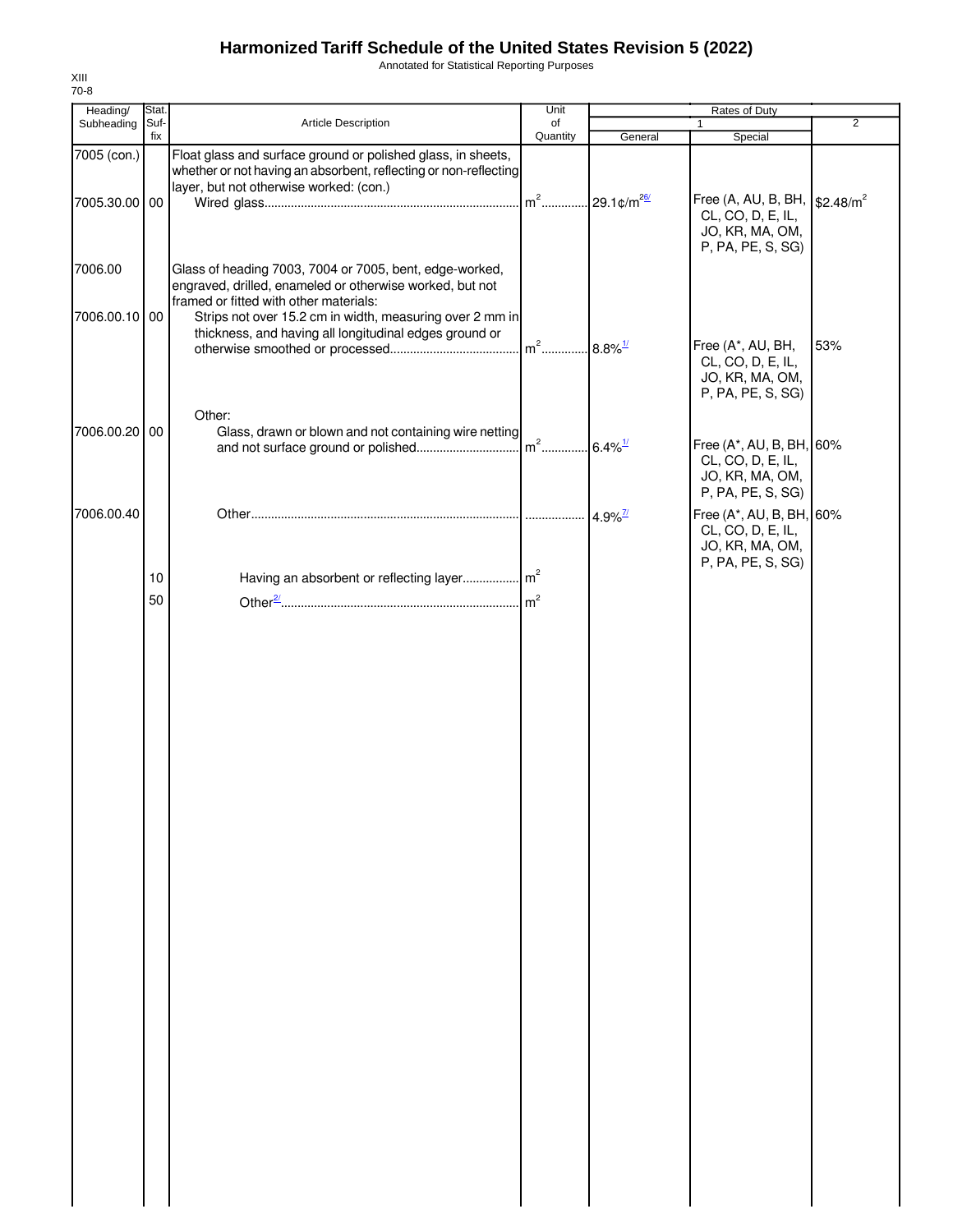# Harmonized Tariff Schedule of the United States Revision 5 (2022)

Annotated for Statistical Reporting Purposes

XIII
70-8

| Heading/ Subheading | Stat. Suf- fix | Article Description | Unit of Quantity | Rates of Duty 1 General | Rates of Duty 1 Special | Rates of Duty 2 |
|---|---|---|---|---|---|---|
| 7005 (con.) | | Float glass and surface ground or polished glass, in sheets, whether or not having an absorbent, reflecting or non-reflecting layer, but not otherwise worked: (con.) | | | | |
| 7005.30.00 | 00 | Wired glass | $m^2$ | 29.1¢/$m^2$ [26/] | Free (A, AU, B, BH, CL, CO, D, E, IL, JO, KR, MA, OM, P, PA, PE, S, SG) | \$2.48/$m^2$ |
| 7006.00 | | Glass of heading 7003, 7004 or 7005, bent, edge-worked, engraved, drilled, enameled or otherwise worked, but not framed or fitted with other materials: | | | | |
| 7006.00.10 | 00 | Strips not over 15.2 cm in width, measuring over 2 mm in thickness, and having all longitudinal edges ground or otherwise smoothed or processed | $m^2$ | 8.8% [1/] | Free (A*, AU, BH, CL, CO, D, E, IL, JO, KR, MA, OM, P, PA, PE, S, SG) | 53% |
| | | Other: | | | | |
| 7006.00.20 | 00 | Glass, drawn or blown and not containing wire netting and not surface ground or polished | $m^2$ | 6.4% [1/] | Free (A*, AU, B, BH, CL, CO, D, E, IL, JO, KR, MA, OM, P, PA, PE, S, SG) | 60% |
| 7006.00.40 | | Other | | 4.9% [7/] | Free (A*, AU, B, BH, CL, CO, D, E, IL, JO, KR, MA, OM, P, PA, PE, S, SG) | 60% |
| | 10 | Having an absorbent or reflecting layer | $m^2$ | | | |
| | 50 | Other [2/] | $m^2$ | | | |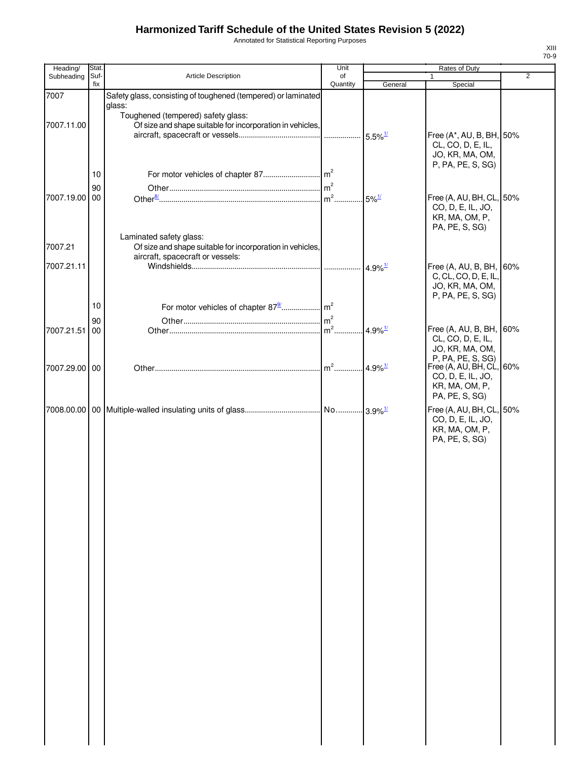# Harmonized Tariff Schedule of the United States Revision 5 (2022)

Annotated for Statistical Reporting Purposes

XIII
70-9

| Heading/ Subheading | Stat. Suf- fix | Article Description | Unit of Quantity | Rates of Duty 1 General | Special | 2 |
|---|---|---|---|---|---|---|
| 7007 | | Safety glass, consisting of toughened (tempered) or laminated glass: | | | | |
| | | Toughened (tempered) safety glass: | | | | |
| 7007.11.00 | | Of size and shape suitable for incorporation in vehicles, aircraft, spacecraft or vessels | | 5.5%[1/] | Free (A*, AU, B, BH, CL, CO, D, E, IL, JO, KR, MA, OM, P, PA, PE, S, SG) | 50% |
| | 10 | For motor vehicles of chapter 87 | $m^2$ | | | |
| | 90 | Other | $m^2$ | | | |
| 7007.19.00 | 00 | Other[8/] | $m^2$ | 5%[1/] | Free (A, AU, BH, CL, CO, D, E, IL, JO, KR, MA, OM, P, PA, PE, S, SG) | 50% |
| | | Laminated safety glass: | | | | |
| 7007.21 | | Of size and shape suitable for incorporation in vehicles, aircraft, spacecraft or vessels: | | | | |
| 7007.21.11 | | Windshields | | 4.9%[1/] | Free (A, AU, B, BH, C, CL, CO, D, E, IL, JO, KR, MA, OM, P, PA, PE, S, SG) | 60% |
| | 10 | For motor vehicles of chapter 87[9/] | $m^2$ | | | |
| | 90 | Other | $m^2$ | | | |
| 7007.21.51 | 00 | Other | $m^2$ | 4.9%[1/] | Free (A, AU, B, BH, CL, CO, D, E, IL, JO, KR, MA, OM, P, PA, PE, S, SG) | 60% |
| 7007.29.00 | 00 | Other | $m^2$ | 4.9%[1/] | Free (A, AU, BH, CL, CO, D, E, IL, JO, KR, MA, OM, P, PA, PE, S, SG) | 60% |
| 7008.00.00 | 00 | Multiple-walled insulating units of glass | No. | 3.9%[1/] | Free (A, AU, BH, CL, CO, D, E, IL, JO, KR, MA, OM, P, PA, PE, S, SG) | 50% |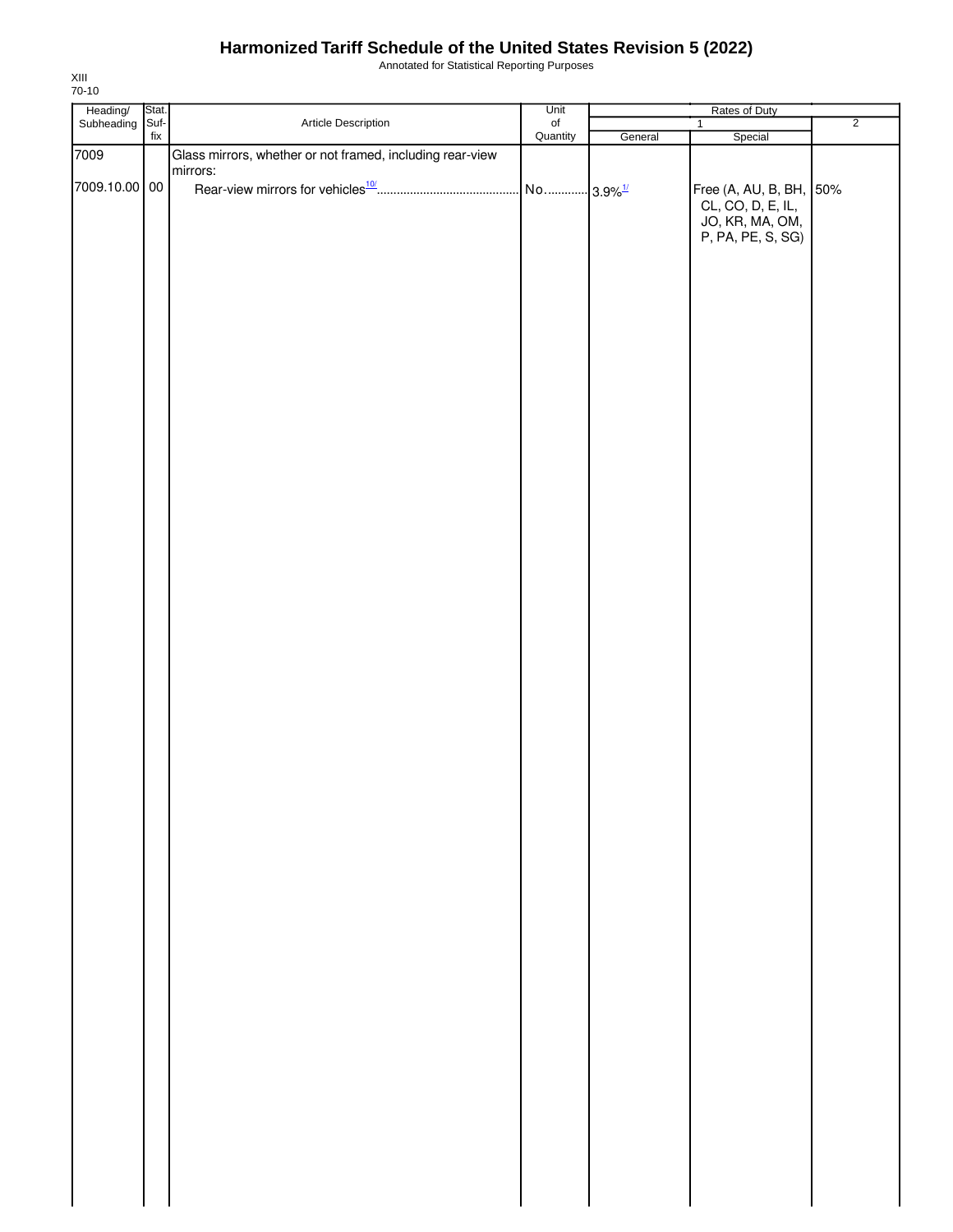# Harmonized Tariff Schedule of the United States Revision 5 (2022)

Annotated for Statistical Reporting Purposes

XIII
70-10

| Heading/ Subheading | Stat. Suf- fix | Article Description | Unit of Quantity | Rates of Duty 1 General | Rates of Duty 1 Special | Rates of Duty 2 |
|---|---|---|---|---|---|---|
| 7009 | | Glass mirrors, whether or not framed, including rear-view mirrors: | | | | |
| 7009.10.00 | 00 | Rear-view mirrors for vehicles[10/] | No. | 3.9%[1/] | Free (A, AU, B, BH, CL, CO, D, E, IL, JO, KR, MA, OM, P, PA, PE, S, SG) | 50% |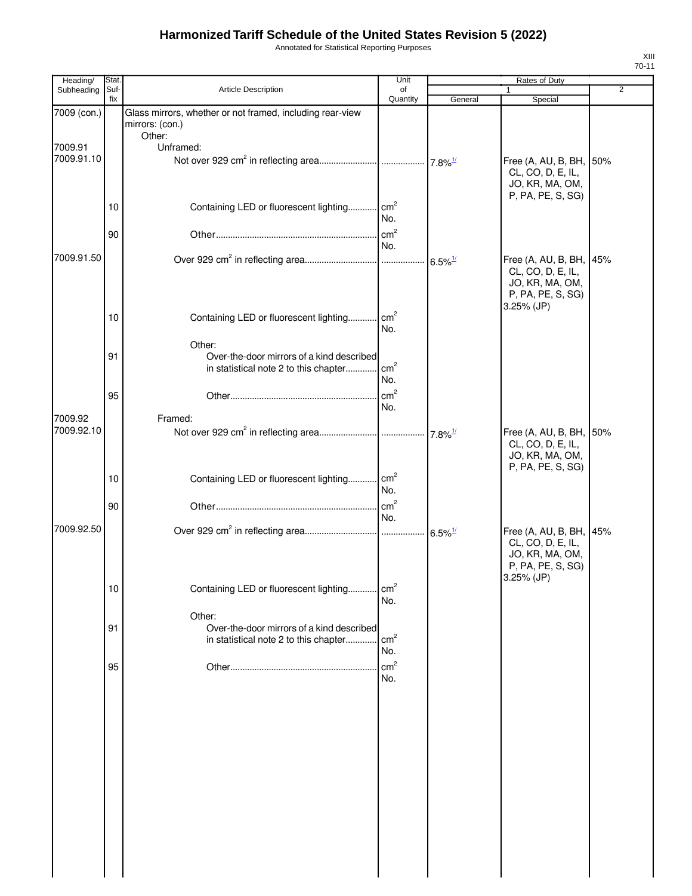# Harmonized Tariff Schedule of the United States Revision 5 (2022)

Annotated for Statistical Reporting Purposes

XIII
70-11

| Heading/ Subheading | Stat. Suf- fix | Article Description | Unit of Quantity | Rates of Duty 1 General | Rates of Duty 1 Special | Rates of Duty 2 |
|---|---|---|---|---|---|---|
| 7009 (con.) | | Glass mirrors, whether or not framed, including rear-view mirrors: (con.) | | | | |
| | | Other: | | | | |
| 7009.91 | | Unframed: | | | | |
| 7009.91.10 | | Not over 929 $cm^2$ in reflecting area........................ | .................. | 7.8%[1/] | Free (A, AU, B, BH, CL, CO, D, E, IL, JO, KR, MA, OM, P, PA, PE, S, SG) | 50% |
| | 10 | Containing LED or fluorescent lighting............ | $cm^2$ No. | | | |
| | 90 | Other.................................................................. | $cm^2$ No. | | | |
| 7009.91.50 | | Over 929 $cm^2$ in reflecting area.............................. | .................. | 6.5%[1/] | Free (A, AU, B, BH, CL, CO, D, E, IL, JO, KR, MA, OM, P, PA, PE, S, SG) 3.25% (JP) | 45% |
| | 10 | Containing LED or fluorescent lighting............ | $cm^2$ No. | | | |
| | | Other: | | | | |
| | 91 | Over-the-door mirrors of a kind described in statistical note 2 to this chapter............. | $cm^2$ No. | | | |
| | 95 | Other............................................................ | $cm^2$ No. | | | |
| 7009.92 | | Framed: | | | | |
| 7009.92.10 | | Not over 929 $cm^2$ in reflecting area........................ | .................. | 7.8%[1/] | Free (A, AU, B, BH, CL, CO, D, E, IL, JO, KR, MA, OM, P, PA, PE, S, SG) | 50% |
| | 10 | Containing LED or fluorescent lighting............ | $cm^2$ No. | | | |
| | 90 | Other.................................................................. | $cm^2$ No. | | | |
| 7009.92.50 | | Over 929 $cm^2$ in reflecting area.............................. | .................. | 6.5%[1/] | Free (A, AU, B, BH, CL, CO, D, E, IL, JO, KR, MA, OM, P, PA, PE, S, SG) 3.25% (JP) | 45% |
| | 10 | Containing LED or fluorescent lighting............ | $cm^2$ No. | | | |
| | | Other: | | | | |
| | 91 | Over-the-door mirrors of a kind described in statistical note 2 to this chapter............. | $cm^2$ No. | | | |
| | 95 | Other............................................................ | $cm^2$ No. | | | |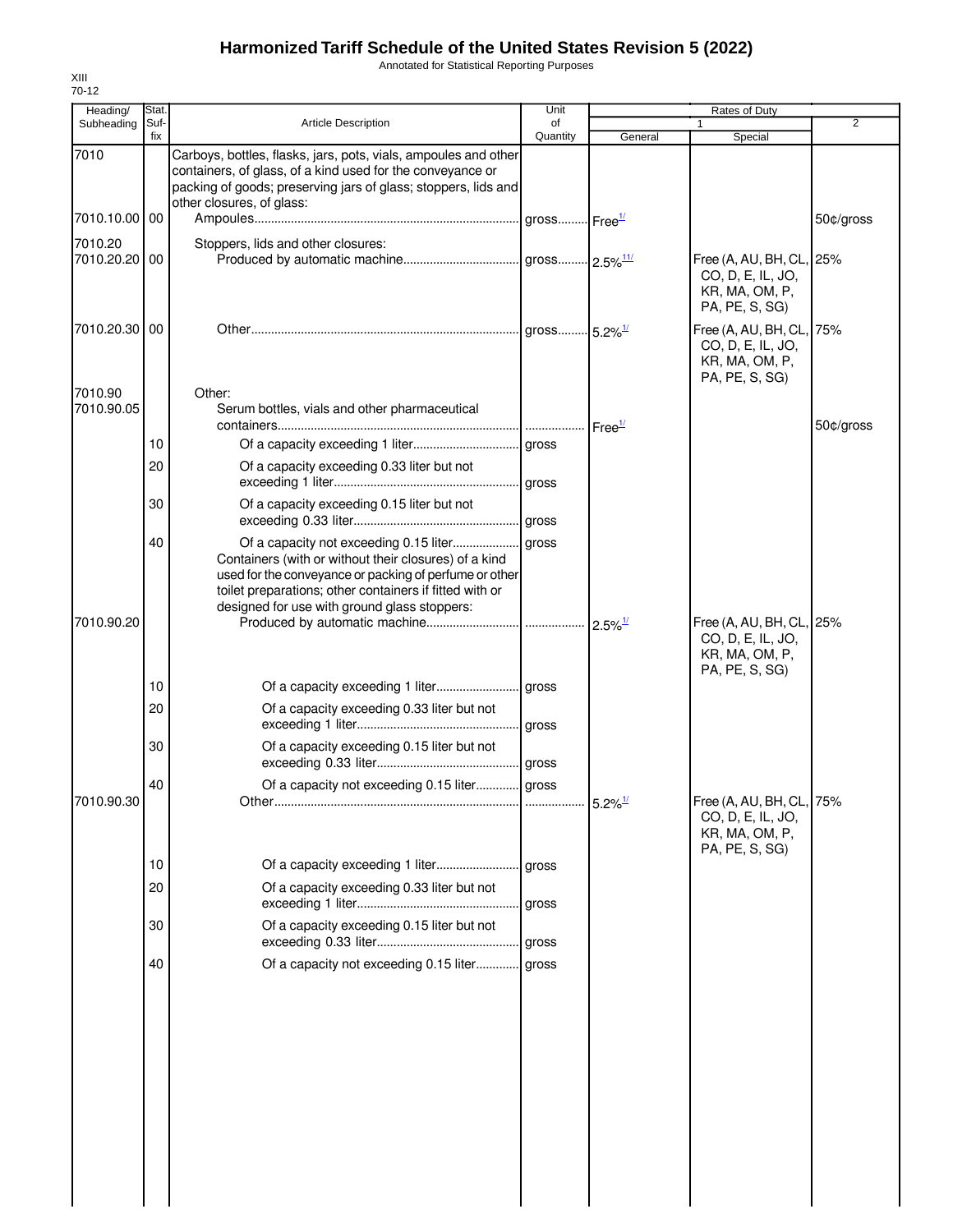# Harmonized Tariff Schedule of the United States Revision 5 (2022)

Annotated for Statistical Reporting Purposes

XIII
70-12

| Heading/ Subheading | Stat. Suf- fix | Article Description | Unit of Quantity | Rates of Duty 1 General | Special | 2 |
|---|---|---|---|---|---|---|
| 7010 | | Carboys, bottles, flasks, jars, pots, vials, ampoules and other containers, of glass, of a kind used for the conveyance or packing of goods; preserving jars of glass; stoppers, lids and other closures, of glass: | | | | |
| 7010.10.00 | 00 | Ampoules | gross | Free[1/] | | 50¢/gross |
| 7010.20 | | Stoppers, lids and other closures: | | | | |
| 7010.20.20 | 00 | Produced by automatic machine | gross | 2.5%[11/] | Free (A, AU, BH, CL, CO, D, E, IL, JO, KR, MA, OM, P, PA, PE, S, SG) | 25% |
| 7010.20.30 | 00 | Other | gross | 5.2%[1/] | Free (A, AU, BH, CL, CO, D, E, IL, JO, KR, MA, OM, P, PA, PE, S, SG) | 75% |
| 7010.90 | | Other: | | | | |
| 7010.90.05 | | Serum bottles, vials and other pharmaceutical containers | | Free[1/] | | 50¢/gross |
| | 10 | Of a capacity exceeding 1 liter | gross | | | |
| | 20 | Of a capacity exceeding 0.33 liter but not exceeding 1 liter | gross | | | |
| | 30 | Of a capacity exceeding 0.15 liter but not exceeding 0.33 liter | gross | | | |
| | 40 | Of a capacity not exceeding 0.15 liter | gross | | | |
| | | Containers (with or without their closures) of a kind used for the conveyance or packing of perfume or other toilet preparations; other containers if fitted with or designed for use with ground glass stoppers: | | | | |
| 7010.90.20 | | Produced by automatic machine | | 2.5%[1/] | Free (A, AU, BH, CL, CO, D, E, IL, JO, KR, MA, OM, P, PA, PE, S, SG) | 25% |
| | 10 | Of a capacity exceeding 1 liter | gross | | | |
| | 20 | Of a capacity exceeding 0.33 liter but not exceeding 1 liter | gross | | | |
| | 30 | Of a capacity exceeding 0.15 liter but not exceeding 0.33 liter | gross | | | |
| | 40 | Of a capacity not exceeding 0.15 liter | gross | | | |
| 7010.90.30 | | Other | | 5.2%[1/] | Free (A, AU, BH, CL, CO, D, E, IL, JO, KR, MA, OM, P, PA, PE, S, SG) | 75% |
| | 10 | Of a capacity exceeding 1 liter | gross | | | |
| | 20 | Of a capacity exceeding 0.33 liter but not exceeding 1 liter | gross | | | |
| | 30 | Of a capacity exceeding 0.15 liter but not exceeding 0.33 liter | gross | | | |
| | 40 | Of a capacity not exceeding 0.15 liter | gross | | | |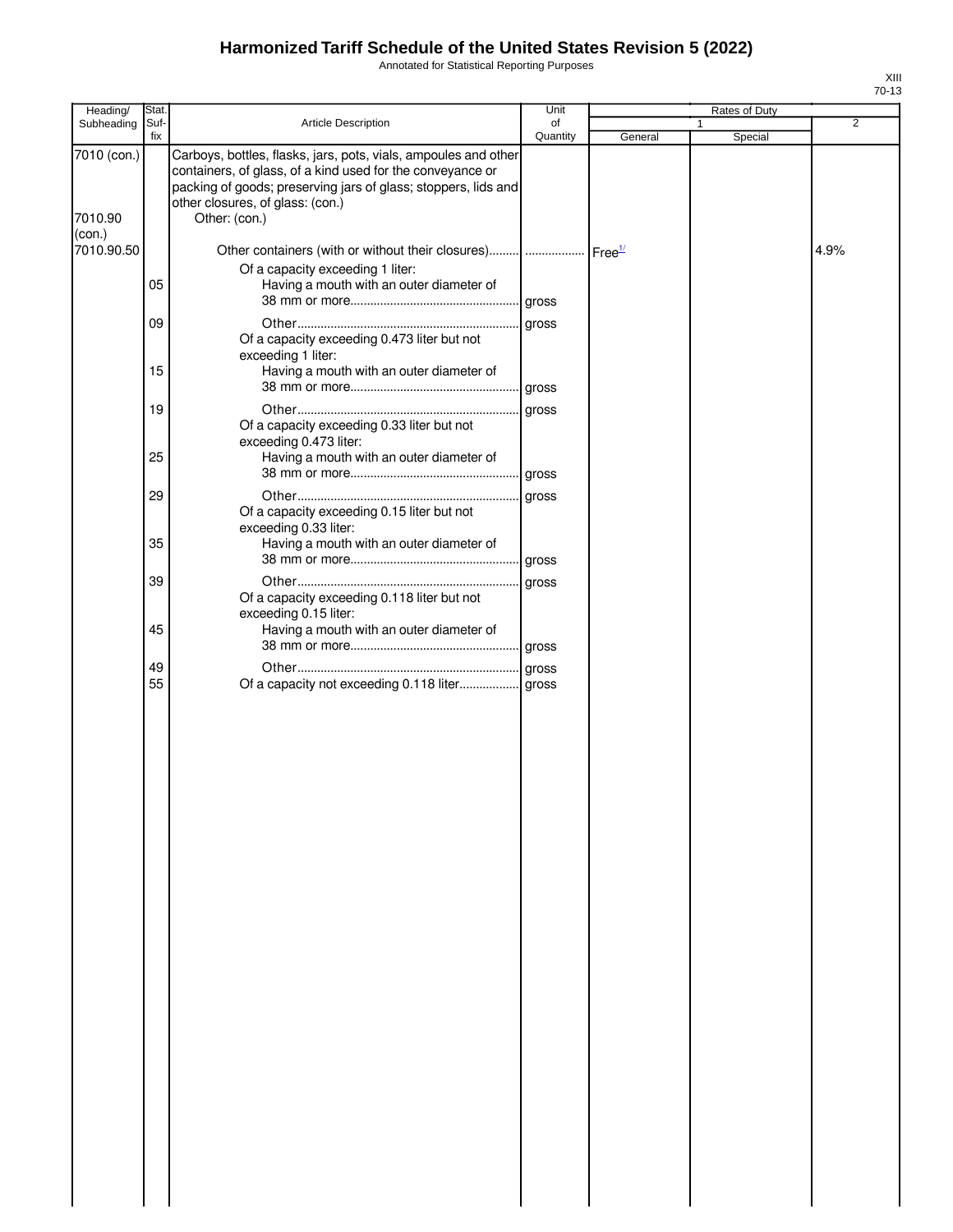# Harmonized Tariff Schedule of the United States Revision 5 (2022)

Annotated for Statistical Reporting Purposes

XIII
70-13

| Heading/ Subheading | Stat. Suf- fix | Article Description | Unit of Quantity | Rates of Duty 1 General | Special | 2 |
|---|---|---|---|---|---|---|
| 7010 (con.) | | Carboys, bottles, flasks, jars, pots, vials, ampoules and other containers, of glass, of a kind used for the conveyance or packing of goods; preserving jars of glass; stoppers, lids and other closures, of glass: (con.) | | | | |
| 7010.90 (con.) | | Other: (con.) | | | | |
| 7010.90.50 | | Other containers (with or without their closures) | | Free[1/] | | 4.9% |
| | | Of a capacity exceeding 1 liter: | | | | |
| | 05 | Having a mouth with an outer diameter of 38 mm or more | gross | | | |
| | 09 | Other | gross | | | |
| | | Of a capacity exceeding 0.473 liter but not exceeding 1 liter: | | | | |
| | 15 | Having a mouth with an outer diameter of 38 mm or more | gross | | | |
| | 19 | Other | gross | | | |
| | | Of a capacity exceeding 0.33 liter but not exceeding 0.473 liter: | | | | |
| | 25 | Having a mouth with an outer diameter of 38 mm or more | gross | | | |
| | 29 | Other | gross | | | |
| | | Of a capacity exceeding 0.15 liter but not exceeding 0.33 liter: | | | | |
| | 35 | Having a mouth with an outer diameter of 38 mm or more | gross | | | |
| | 39 | Other | gross | | | |
| | | Of a capacity exceeding 0.118 liter but not exceeding 0.15 liter: | | | | |
| | 45 | Having a mouth with an outer diameter of 38 mm or more | gross | | | |
| | 49 | Other | gross | | | |
| | 55 | Of a capacity not exceeding 0.118 liter | gross | | | |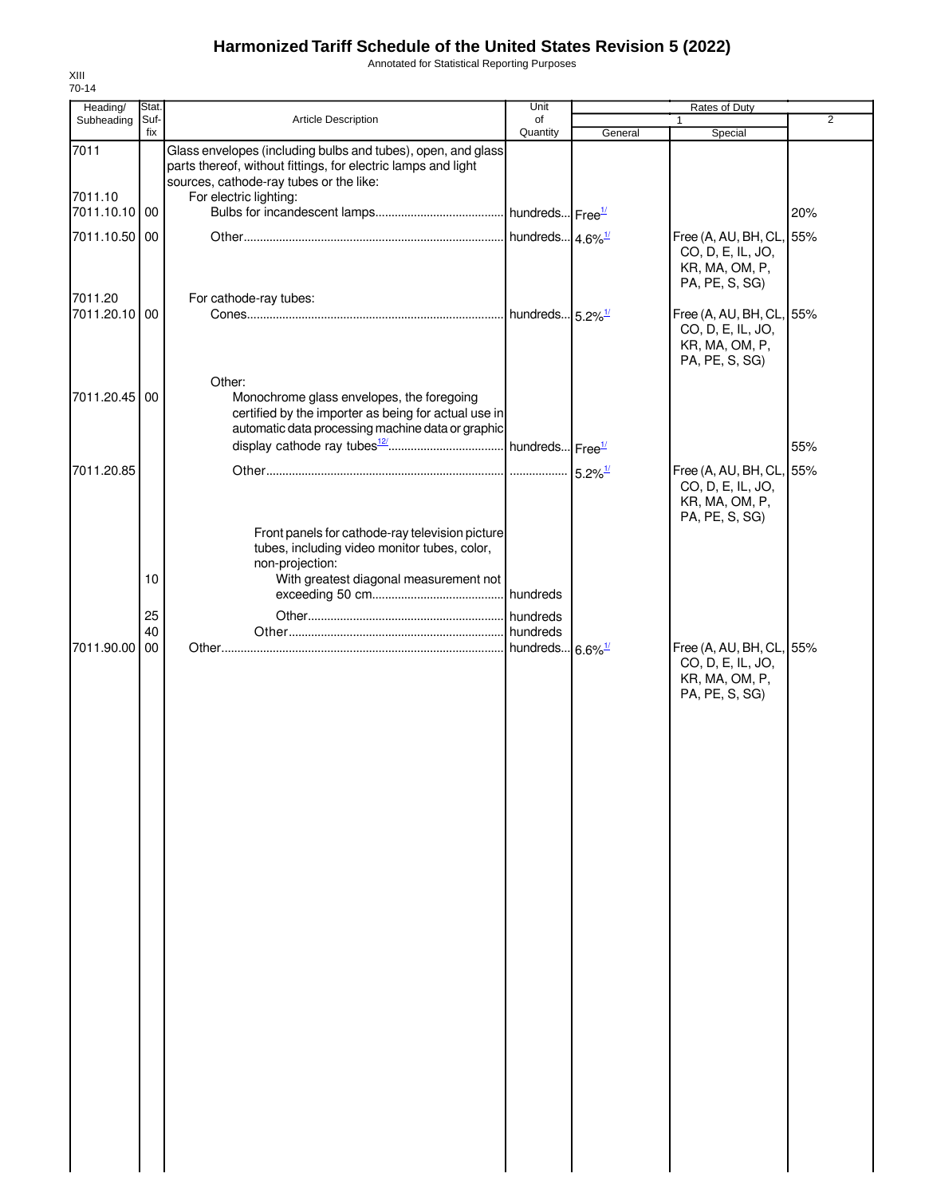# Harmonized Tariff Schedule of the United States Revision 5 (2022)

Annotated for Statistical Reporting Purposes

XIII
70-14

| Heading/ Subheading | Stat. Suf- fix | Article Description | Unit of Quantity | Rates of Duty 1 General | Special | 2 |
|---|---|---|---|---|---|---|
| 7011 | | Glass envelopes (including bulbs and tubes), open, and glass parts thereof, without fittings, for electric lamps and light sources, cathode-ray tubes or the like: | | | | |
| 7011.10 | | For electric lighting: | | | | |
| 7011.10.10 | 00 | Bulbs for incandescent lamps | hundreds | Free[1/] | | 20% |
| 7011.10.50 | 00 | Other | hundreds | 4.6%[1/] | Free (A, AU, BH, CL, CO, D, E, IL, JO, KR, MA, OM, P, PA, PE, S, SG) | 55% |
| 7011.20 | | For cathode-ray tubes: | | | | |
| 7011.20.10 | 00 | Cones | hundreds | 5.2%[1/] | Free (A, AU, BH, CL, CO, D, E, IL, JO, KR, MA, OM, P, PA, PE, S, SG) | 55% |
| | | Other: | | | | |
| 7011.20.45 | 00 | Monochrome glass envelopes, the foregoing certified by the importer as being for actual use in automatic data processing machine data or graphic display cathode ray tubes[12/] | hundreds | Free[1/] | | 55% |
| 7011.20.85 | | Other | | 5.2%[1/] | Free (A, AU, BH, CL, CO, D, E, IL, JO, KR, MA, OM, P, PA, PE, S, SG) | 55% |
| | | Front panels for cathode-ray television picture tubes, including video monitor tubes, color, non-projection: | | | | |
| | 10 | With greatest diagonal measurement not exceeding 50 cm | hundreds | | | |
| | 25 | Other | hundreds | | | |
| | 40 | Other | hundreds | | | |
| 7011.90.00 | 00 | Other | hundreds | 6.6%[1/] | Free (A, AU, BH, CL, CO, D, E, IL, JO, KR, MA, OM, P, PA, PE, S, SG) | 55% |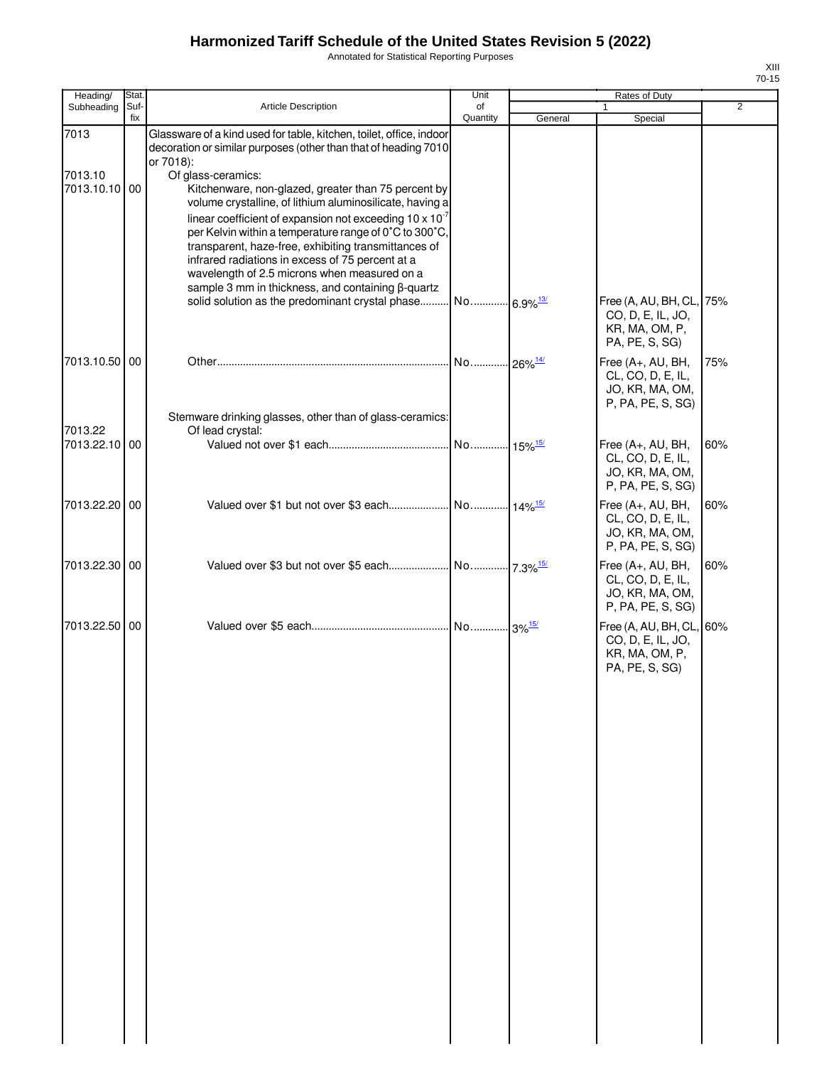# Harmonized Tariff Schedule of the United States Revision 5 (2022)

Annotated for Statistical Reporting Purposes

XIII
70-15

| Heading/ Subheading | Stat. Suf-fix | Article Description | Unit of Quantity | Rates of Duty 1 General | Special | 2 |
|---|---|---|---|---|---|---|
| 7013 | | Glassware of a kind used for table, kitchen, toilet, office, indoor decoration or similar purposes (other than that of heading 7010 or 7018): | | | | |
| 7013.10 | | Of glass-ceramics: | | | | |
| 7013.10.10 | 00 | Kitchenware, non-glazed, greater than 75 percent by volume crystalline, of lithium aluminosilicate, having a linear coefficient of expansion not exceeding $10 \times 10^{-7}$ per Kelvin within a temperature range of 0˚C to 300˚C, transparent, haze-free, exhibiting transmittances of infrared radiations in excess of 75 percent at a wavelength of 2.5 microns when measured on a sample 3 mm in thickness, and containing β-quartz solid solution as the predominant crystal phase | No. | 6.9%[13/] | Free (A, AU, BH, CL, CO, D, E, IL, JO, KR, MA, OM, P, PA, PE, S, SG) | 75% |
| 7013.10.50 | 00 | Other | No. | 26%[14/] | Free (A+, AU, BH, CL, CO, D, E, IL, JO, KR, MA, OM, P, PA, PE, S, SG) | 75% |
| | | Stemware drinking glasses, other than of glass-ceramics: | | | | |
| 7013.22 | | Of lead crystal: | | | | |
| 7013.22.10 | 00 | Valued not over $1 each | No. | 15%[15/] | Free (A+, AU, BH, CL, CO, D, E, IL, JO, KR, MA, OM, P, PA, PE, S, SG) | 60% |
| 7013.22.20 | 00 | Valued over $1 but not over $3 each | No. | 14%[15/] | Free (A+, AU, BH, CL, CO, D, E, IL, JO, KR, MA, OM, P, PA, PE, S, SG) | 60% |
| 7013.22.30 | 00 | Valued over $3 but not over $5 each | No. | 7.3%[15/] | Free (A+, AU, BH, CL, CO, D, E, IL, JO, KR, MA, OM, P, PA, PE, S, SG) | 60% |
| 7013.22.50 | 00 | Valued over $5 each | No. | 3%[15/] | Free (A, AU, BH, CL, CO, D, E, IL, JO, KR, MA, OM, P, PA, PE, S, SG) | 60% |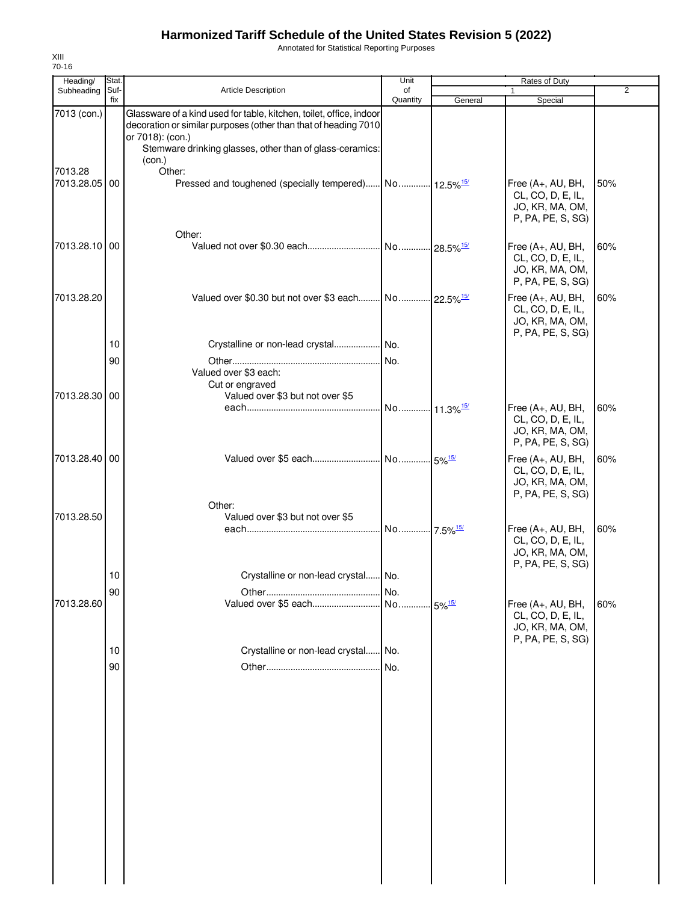# Harmonized Tariff Schedule of the United States Revision 5 (2022)

Annotated for Statistical Reporting Purposes

XIII
70-16

| Heading/ Subheading | Stat. Suf-fix | Article Description | Unit of Quantity | Rates of Duty 1 General | Special | 2 |
|---|---|---|---|---|---|---|
| 7013 (con.) | | Glassware of a kind used for table, kitchen, toilet, office, indoor decoration or similar purposes (other than that of heading 7010 or 7018): (con.) | | | | |
| | | Stemware drinking glasses, other than of glass-ceramics: (con.) | | | | |
| 7013.28 | | Other: | | | | |
| 7013.28.05 | 00 | Pressed and toughened (specially tempered) | No. | 12.5%[15/] | Free (A+, AU, BH, CL, CO, D, E, IL, JO, KR, MA, OM, P, PA, PE, S, SG) | 50% |
| | | Other: | | | | |
| 7013.28.10 | 00 | Valued not over $0.30 each | No. | 28.5%[15/] | Free (A+, AU, BH, CL, CO, D, E, IL, JO, KR, MA, OM, P, PA, PE, S, SG) | 60% |
| 7013.28.20 | | Valued over $0.30 but not over $3 each | No. | 22.5%[15/] | Free (A+, AU, BH, CL, CO, D, E, IL, JO, KR, MA, OM, P, PA, PE, S, SG) | 60% |
| | 10 | Crystalline or non-lead crystal | No. | | | |
| | 90 | Other | No. | | | |
| | | Valued over $3 each: | | | | |
| | | Cut or engraved | | | | |
| 7013.28.30 | 00 | Valued over $3 but not over $5 each | No. | 11.3%[15/] | Free (A+, AU, BH, CL, CO, D, E, IL, JO, KR, MA, OM, P, PA, PE, S, SG) | 60% |
| 7013.28.40 | 00 | Valued over $5 each | No. | 5%[15/] | Free (A+, AU, BH, CL, CO, D, E, IL, JO, KR, MA, OM, P, PA, PE, S, SG) | 60% |
| | | Other: | | | | |
| 7013.28.50 | | Valued over $3 but not over $5 each | No. | 7.5%[15/] | Free (A+, AU, BH, CL, CO, D, E, IL, JO, KR, MA, OM, P, PA, PE, S, SG) | 60% |
| | 10 | Crystalline or non-lead crystal | No. | | | |
| | 90 | Other | No. | | | |
| 7013.28.60 | | Valued over $5 each | No. | 5%[15/] | Free (A+, AU, BH, CL, CO, D, E, IL, JO, KR, MA, OM, P, PA, PE, S, SG) | 60% |
| | 10 | Crystalline or non-lead crystal | No. | | | |
| | 90 | Other | No. | | | |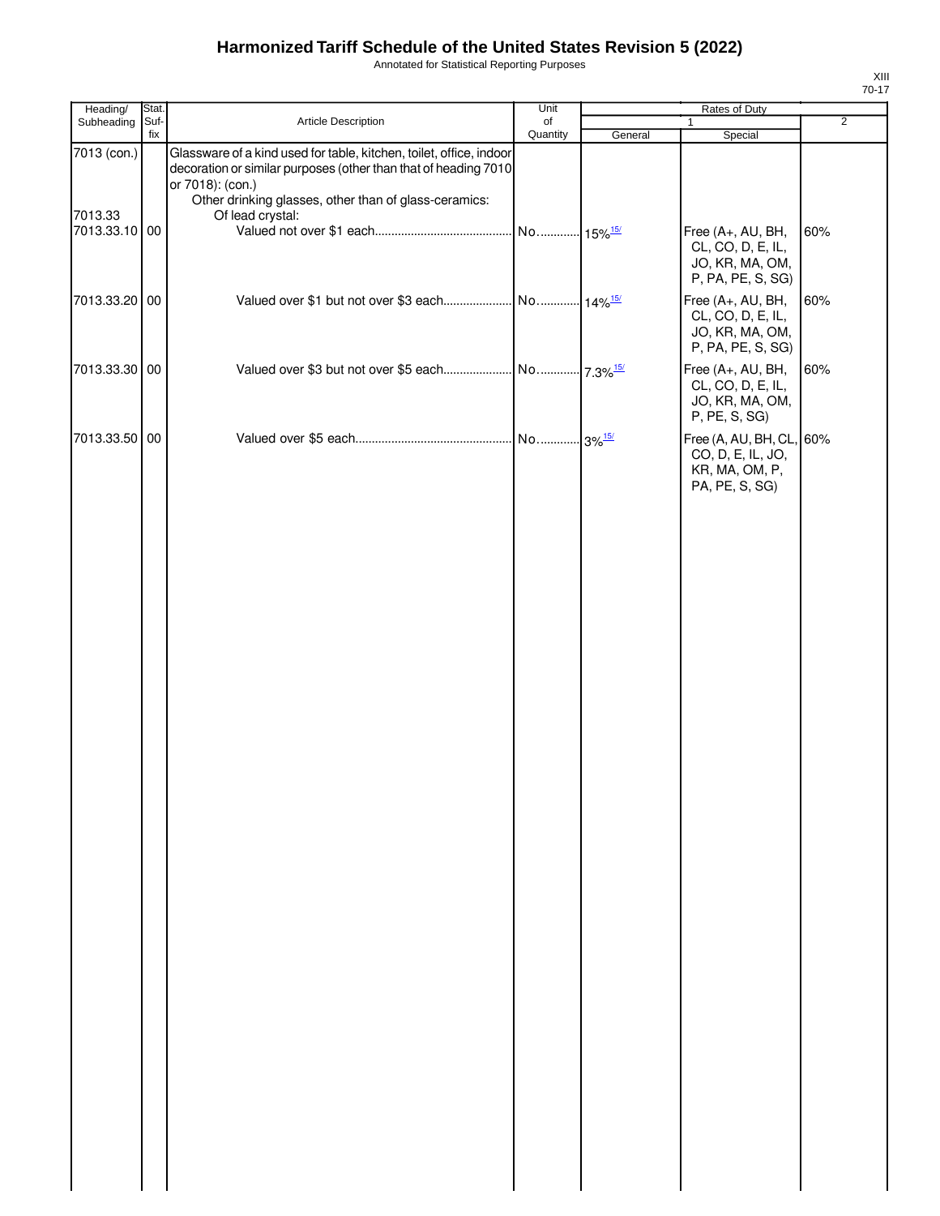# Harmonized Tariff Schedule of the United States Revision 5 (2022)

Annotated for Statistical Reporting Purposes

XIII
70-17

| Heading/ Subheading | Stat. Suf-fix | Article Description | Unit of Quantity | Rates of Duty 1 General | Rates of Duty 1 Special | Rates of Duty 2 |
|---|---|---|---|---|---|---|
| 7013 (con.) | | Glassware of a kind used for table, kitchen, toilet, office, indoor decoration or similar purposes (other than that of heading 7010 or 7018): (con.) | | | | |
| | | Other drinking glasses, other than of glass-ceramics: | | | | |
| 7013.33 | | Of lead crystal: | | | | |
| 7013.33.10 | 00 | Valued not over $1 each | No. | 15%[15/] | Free (A+, AU, BH, CL, CO, D, E, IL, JO, KR, MA, OM, P, PA, PE, S, SG) | 60% |
| 7013.33.20 | 00 | Valued over $1 but not over $3 each | No. | 14%[15/] | Free (A+, AU, BH, CL, CO, D, E, IL, JO, KR, MA, OM, P, PA, PE, S, SG) | 60% |
| 7013.33.30 | 00 | Valued over $3 but not over $5 each | No. | 7.3%[15/] | Free (A+, AU, BH, CL, CO, D, E, IL, JO, KR, MA, OM, P, PE, S, SG) | 60% |
| 7013.33.50 | 00 | Valued over $5 each | No. | 3%[15/] | Free (A, AU, BH, CL, CO, D, E, IL, JO, KR, MA, OM, P, PA, PE, S, SG) | 60% |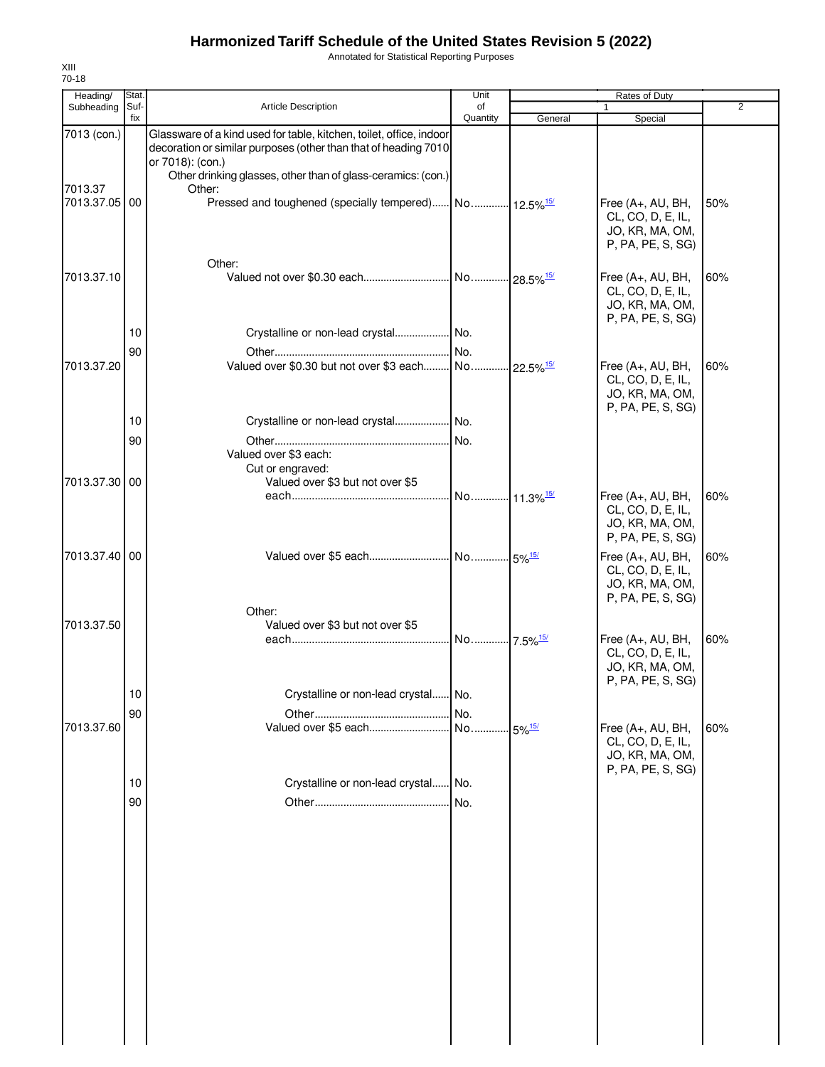# Harmonized Tariff Schedule of the United States Revision 5 (2022)

Annotated for Statistical Reporting Purposes

XIII
70-18

| Heading/ Subheading | Stat. Suf- fix | Article Description | Unit of Quantity | Rates of Duty 1 General | Special | 2 |
|---|---|---|---|---|---|---|
| 7013 (con.) | | Glassware of a kind used for table, kitchen, toilet, office, indoor decoration or similar purposes (other than that of heading 7010 or 7018): (con.) | | | | |
| | | Other drinking glasses, other than of glass-ceramics: (con.) | | | | |
| 7013.37 | | Other: | | | | |
| 7013.37.05 | 00 | Pressed and toughened (specially tempered) | No. | 12.5%[15/] | Free (A+, AU, BH, CL, CO, D, E, IL, JO, KR, MA, OM, P, PA, PE, S, SG) | 50% |
| | | Other: | | | | |
| 7013.37.10 | | Valued not over $0.30 each | No. | 28.5%[15/] | Free (A+, AU, BH, CL, CO, D, E, IL, JO, KR, MA, OM, P, PA, PE, S, SG) | 60% |
| | 10 | Crystalline or non-lead crystal | No. | | | |
| | 90 | Other | No. | | | |
| 7013.37.20 | | Valued over $0.30 but not over $3 each | No. | 22.5%[15/] | Free (A+, AU, BH, CL, CO, D, E, IL, JO, KR, MA, OM, P, PA, PE, S, SG) | 60% |
| | 10 | Crystalline or non-lead crystal | No. | | | |
| | 90 | Other | No. | | | |
| | | Valued over $3 each: | | | | |
| | | Cut or engraved: | | | | |
| 7013.37.30 | 00 | Valued over $3 but not over $5 each | No. | 11.3%[15/] | Free (A+, AU, BH, CL, CO, D, E, IL, JO, KR, MA, OM, P, PA, PE, S, SG) | 60% |
| 7013.37.40 | 00 | Valued over $5 each | No. | 5%[15/] | Free (A+, AU, BH, CL, CO, D, E, IL, JO, KR, MA, OM, P, PA, PE, S, SG) | 60% |
| | | Other: | | | | |
| 7013.37.50 | | Valued over $3 but not over $5 each | No. | 7.5%[15/] | Free (A+, AU, BH, CL, CO, D, E, IL, JO, KR, MA, OM, P, PA, PE, S, SG) | 60% |
| | 10 | Crystalline or non-lead crystal | No. | | | |
| | 90 | Other | No. | | | |
| 7013.37.60 | | Valued over $5 each | No. | 5%[15/] | Free (A+, AU, BH, CL, CO, D, E, IL, JO, KR, MA, OM, P, PA, PE, S, SG) | 60% |
| | 10 | Crystalline or non-lead crystal | No. | | | |
| | 90 | Other | No. | | | |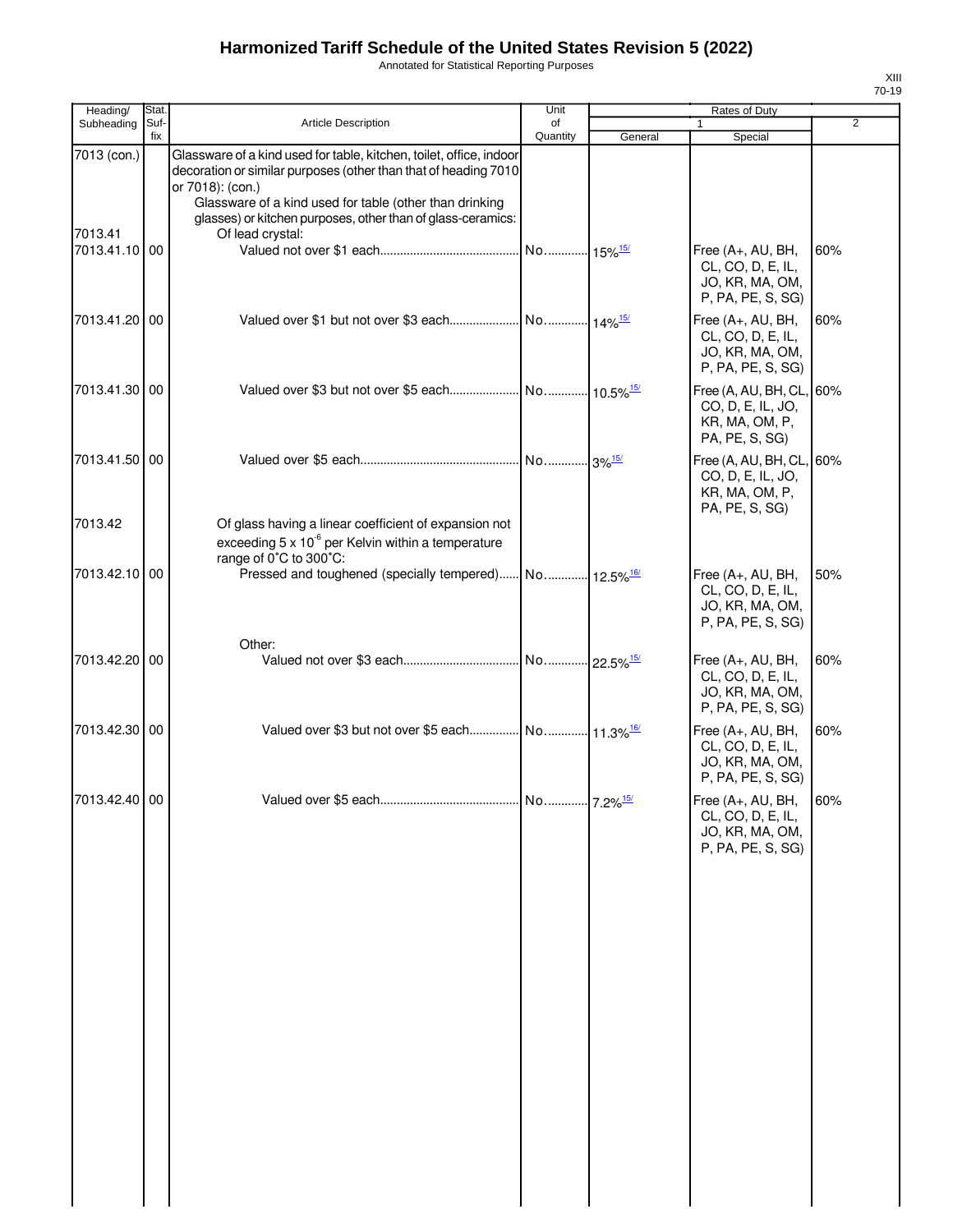# Harmonized Tariff Schedule of the United States Revision 5 (2022)

Annotated for Statistical Reporting Purposes

| Heading/ Subheading | Stat. Suf- fix | Article Description | Unit of Quantity | Rates of Duty 1 General | Special | 2 |
|---|---|---|---|---|---|---|
| 7013 (con.) | | Glassware of a kind used for table, kitchen, toilet, office, indoor decoration or similar purposes (other than that of heading 7010 or 7018): (con.) | | | | |
| | | Glassware of a kind used for table (other than drinking glasses) or kitchen purposes, other than of glass-ceramics: | | | | |
| 7013.41 | | Of lead crystal: | | | | |
| 7013.41.10 | 00 | Valued not over $1 each | No. | 15%[15/] | Free (A+, AU, BH, CL, CO, D, E, IL, JO, KR, MA, OM, P, PA, PE, S, SG) | 60% |
| 7013.41.20 | 00 | Valued over $1 but not over $3 each | No. | 14%[15/] | Free (A+, AU, BH, CL, CO, D, E, IL, JO, KR, MA, OM, P, PA, PE, S, SG) | 60% |
| 7013.41.30 | 00 | Valued over $3 but not over $5 each | No. | 10.5%[15/] | Free (A, AU, BH, CL, CO, D, E, IL, JO, KR, MA, OM, P, PA, PE, S, SG) | 60% |
| 7013.41.50 | 00 | Valued over $5 each | No. | 3%[15/] | Free (A, AU, BH, CL, CO, D, E, IL, JO, KR, MA, OM, P, PA, PE, S, SG) | 60% |
| 7013.42 | | Of glass having a linear coefficient of expansion not exceeding $5 \times 10^{-6}$ per Kelvin within a temperature range of 0˚C to 300˚C: | | | | |
| 7013.42.10 | 00 | Pressed and toughened (specially tempered) | No. | 12.5%[16/] | Free (A+, AU, BH, CL, CO, D, E, IL, JO, KR, MA, OM, P, PA, PE, S, SG) | 50% |
| | | Other: | | | | |
| 7013.42.20 | 00 | Valued not over $3 each | No. | 22.5%[15/] | Free (A+, AU, BH, CL, CO, D, E, IL, JO, KR, MA, OM, P, PA, PE, S, SG) | 60% |
| 7013.42.30 | 00 | Valued over $3 but not over $5 each | No. | 11.3%[16/] | Free (A+, AU, BH, CL, CO, D, E, IL, JO, KR, MA, OM, P, PA, PE, S, SG) | 60% |
| 7013.42.40 | 00 | Valued over $5 each | No. | 7.2%[15/] | Free (A+, AU, BH, CL, CO, D, E, IL, JO, KR, MA, OM, P, PA, PE, S, SG) | 60% |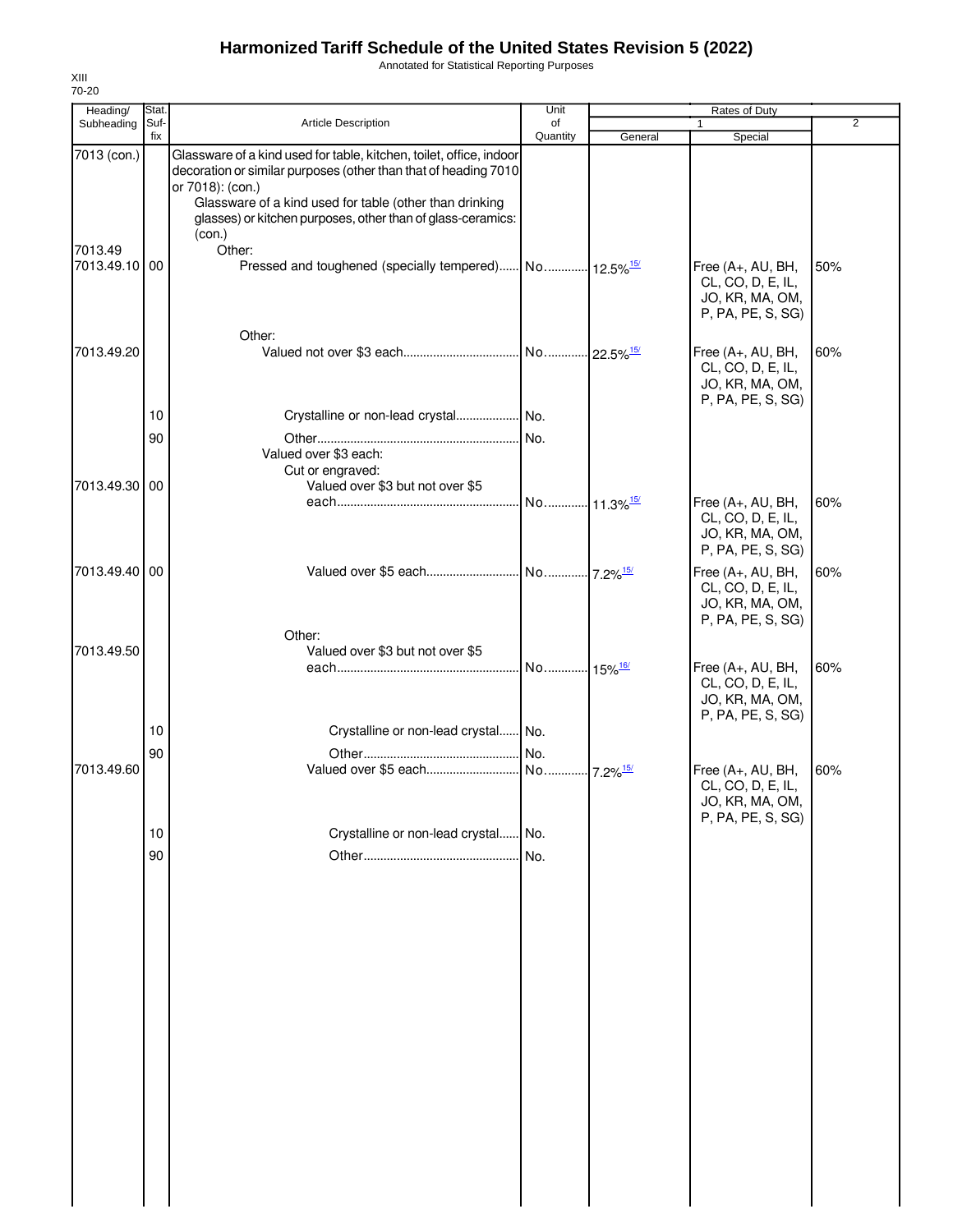# Harmonized Tariff Schedule of the United States Revision 5 (2022)

Annotated for Statistical Reporting Purposes

XIII
70-20

| Heading/ Subheading | Stat. Suf- fix | Article Description | Unit of Quantity | Rates of Duty 1 General | Special | 2 |
|---|---|---|---|---|---|---|
| 7013 (con.) | | Glassware of a kind used for table, kitchen, toilet, office, indoor decoration or similar purposes (other than that of heading 7010 or 7018): (con.) | | | | |
| | | Glassware of a kind used for table (other than drinking glasses) or kitchen purposes, other than of glass-ceramics: (con.) | | | | |
| 7013.49 | | Other: | | | | |
| 7013.49.10 | 00 | Pressed and toughened (specially tempered) | No. | 12.5%[15/] | Free (A+, AU, BH, CL, CO, D, E, IL, JO, KR, MA, OM, P, PA, PE, S, SG) | 50% |
| | | Other: | | | | |
| 7013.49.20 | | Valued not over $3 each | No. | 22.5%[15/] | Free (A+, AU, BH, CL, CO, D, E, IL, JO, KR, MA, OM, P, PA, PE, S, SG) | 60% |
| | 10 | Crystalline or non-lead crystal | No. | | | |
| | 90 | Other | No. | | | |
| | | Valued over $3 each: | | | | |
| | | Cut or engraved: | | | | |
| 7013.49.30 | 00 | Valued over $3 but not over $5 each | No. | 11.3%[15/] | Free (A+, AU, BH, CL, CO, D, E, IL, JO, KR, MA, OM, P, PA, PE, S, SG) | 60% |
| 7013.49.40 | 00 | Valued over $5 each | No. | 7.2%[15/] | Free (A+, AU, BH, CL, CO, D, E, IL, JO, KR, MA, OM, P, PA, PE, S, SG) | 60% |
| | | Other: | | | | |
| 7013.49.50 | | Valued over $3 but not over $5 each | No. | 15%[16/] | Free (A+, AU, BH, CL, CO, D, E, IL, JO, KR, MA, OM, P, PA, PE, S, SG) | 60% |
| | 10 | Crystalline or non-lead crystal | No. | | | |
| | 90 | Other | No. | | | |
| 7013.49.60 | | Valued over $5 each | No. | 7.2%[15/] | Free (A+, AU, BH, CL, CO, D, E, IL, JO, KR, MA, OM, P, PA, PE, S, SG) | 60% |
| | 10 | Crystalline or non-lead crystal | No. | | | |
| | 90 | Other | No. | | | |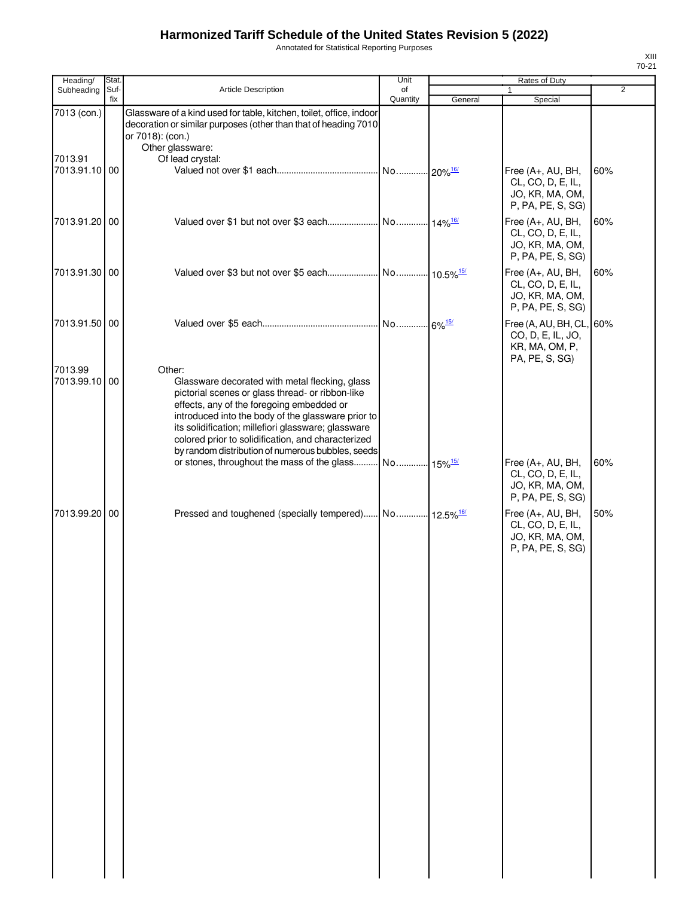# Harmonized Tariff Schedule of the United States Revision 5 (2022)

Annotated for Statistical Reporting Purposes

| Heading/ Subheading | Stat. Suf- fix | Article Description | Unit of Quantity | Rates of Duty 1 General | Special | 2 |
|---|---|---|---|---|---|---|
| 7013 (con.) | | Glassware of a kind used for table, kitchen, toilet, office, indoor decoration or similar purposes (other than that of heading 7010 or 7018): (con.) | | | | |
| | | Other glassware: | | | | |
| 7013.91 | | Of lead crystal: | | | | |
| 7013.91.10 | 00 | Valued not over $1 each | No. | 20%[16/] | Free (A+, AU, BH, CL, CO, D, E, IL, JO, KR, MA, OM, P, PA, PE, S, SG) | 60% |
| 7013.91.20 | 00 | Valued over $1 but not over $3 each | No. | 14%[16/] | Free (A+, AU, BH, CL, CO, D, E, IL, JO, KR, MA, OM, P, PA, PE, S, SG) | 60% |
| 7013.91.30 | 00 | Valued over $3 but not over $5 each | No. | 10.5%[15/] | Free (A+, AU, BH, CL, CO, D, E, IL, JO, KR, MA, OM, P, PA, PE, S, SG) | 60% |
| 7013.91.50 | 00 | Valued over $5 each | No. | 6%[15/] | Free (A, AU, BH, CL, CO, D, E, IL, JO, KR, MA, OM, P, PA, PE, S, SG) | 60% |
| 7013.99 | | Other: | | | | |
| 7013.99.10 | 00 | Glassware decorated with metal flecking, glass pictorial scenes or glass thread- or ribbon-like effects, any of the foregoing embedded or introduced into the body of the glassware prior to its solidification; millefiori glassware; glassware colored prior to solidification, and characterized by random distribution of numerous bubbles, seeds or stones, throughout the mass of the glass | No. | 15%[15/] | Free (A+, AU, BH, CL, CO, D, E, IL, JO, KR, MA, OM, P, PA, PE, S, SG) | 60% |
| 7013.99.20 | 00 | Pressed and toughened (specially tempered) | No. | 12.5%[16/] | Free (A+, AU, BH, CL, CO, D, E, IL, JO, KR, MA, OM, P, PA, PE, S, SG) | 50% |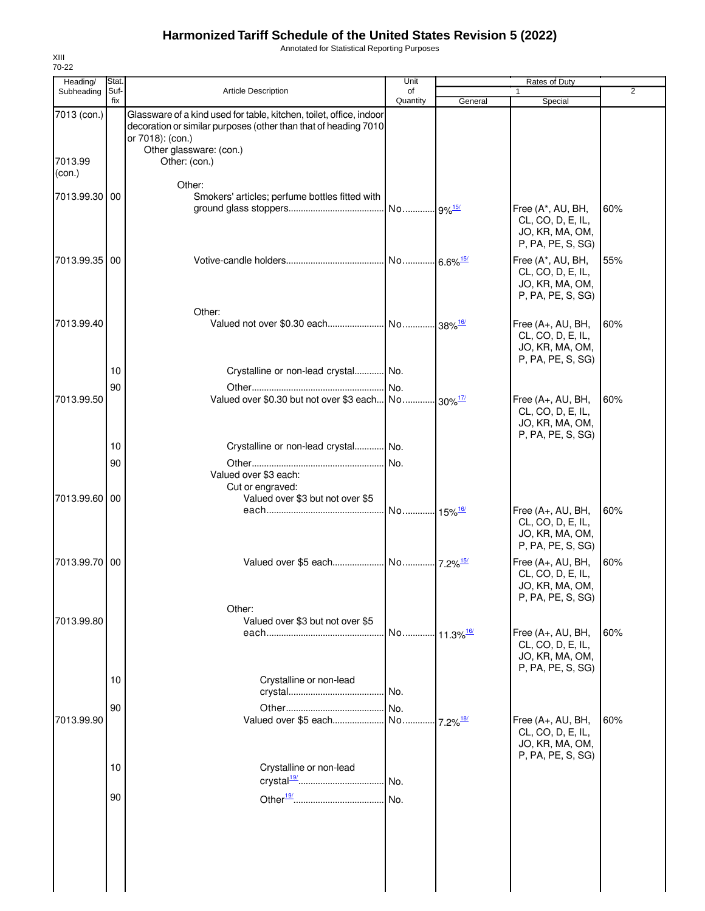# Harmonized Tariff Schedule of the United States Revision 5 (2022)

Annotated for Statistical Reporting Purposes

XIII
70-22

| Heading/ Subheading | Stat. Suf- fix | Article Description | Unit of Quantity | Rates of Duty 1 General | Rates of Duty 1 Special | Rates of Duty 2 |
|---|---|---|---|---|---|---|
| 7013 (con.) | | Glassware of a kind used for table, kitchen, toilet, office, indoor decoration or similar purposes (other than that of heading 7010 or 7018): (con.) | | | | |
| | | Other glassware: (con.) | | | | |
| 7013.99 (con.) | | Other: (con.) | | | | |
| | | Other: | | | | |
| 7013.99.30 | 00 | Smokers' articles; perfume bottles fitted with ground glass stoppers | No. | 9%[15/] | Free (A*, AU, BH, CL, CO, D, E, IL, JO, KR, MA, OM, P, PA, PE, S, SG) | 60% |
| 7013.99.35 | 00 | Votive-candle holders | No. | 6.6%[15/] | Free (A*, AU, BH, CL, CO, D, E, IL, JO, KR, MA, OM, P, PA, PE, S, SG) | 55% |
| | | Other: | | | | |
| 7013.99.40 | | Valued not over $0.30 each | No. | 38%[16/] | Free (A+, AU, BH, CL, CO, D, E, IL, JO, KR, MA, OM, P, PA, PE, S, SG) | 60% |
| | 10 | Crystalline or non-lead crystal | No. | | | |
| | 90 | Other | No. | | | |
| 7013.99.50 | | Valued over $0.30 but not over $3 each | No. | 30%[17/] | Free (A+, AU, BH, CL, CO, D, E, IL, JO, KR, MA, OM, P, PA, PE, S, SG) | 60% |
| | 10 | Crystalline or non-lead crystal | No. | | | |
| | 90 | Other | No. | | | |
| | | Valued over $3 each: | | | | |
| | | Cut or engraved: | | | | |
| 7013.99.60 | 00 | Valued over $3 but not over $5 each | No. | 15%[16/] | Free (A+, AU, BH, CL, CO, D, E, IL, JO, KR, MA, OM, P, PA, PE, S, SG) | 60% |
| 7013.99.70 | 00 | Valued over $5 each | No. | 7.2%[15/] | Free (A+, AU, BH, CL, CO, D, E, IL, JO, KR, MA, OM, P, PA, PE, S, SG) | 60% |
| | | Other: | | | | |
| 7013.99.80 | | Valued over $3 but not over $5 each | No. | 11.3%[16/] | Free (A+, AU, BH, CL, CO, D, E, IL, JO, KR, MA, OM, P, PA, PE, S, SG) | 60% |
| | 10 | Crystalline or non-lead crystal | No. | | | |
| | 90 | Other | No. | | | |
| 7013.99.90 | | Valued over $5 each | No. | 7.2%[18/] | Free (A+, AU, BH, CL, CO, D, E, IL, JO, KR, MA, OM, P, PA, PE, S, SG) | 60% |
| | 10 | Crystalline or non-lead crystal[19/] | No. | | | |
| | 90 | Other[19/] | No. | | | |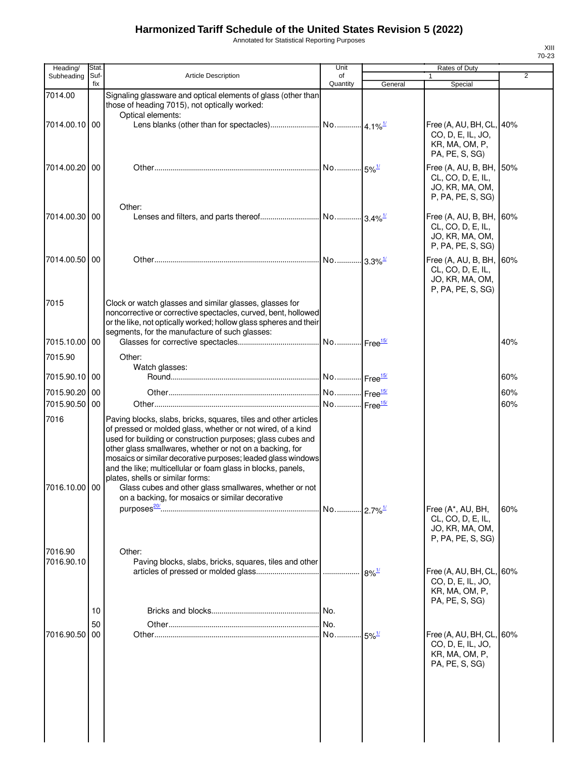# Harmonized Tariff Schedule of the United States Revision 5 (2022)

Annotated for Statistical Reporting Purposes

XIII
70-23

| Heading/ Subheading | Stat. Suf- fix | Article Description | Unit of Quantity | Rates of Duty 1 General | Special | 2 |
|---|---|---|---|---|---|---|
| 7014.00 | | Signaling glassware and optical elements of glass (other than those of heading 7015), not optically worked: | | | | |
| | | Optical elements: | | | | |
| 7014.00.10 | 00 | Lens blanks (other than for spectacles) | No. | 4.1%[1/] | Free (A, AU, BH, CL, CO, D, E, IL, JO, KR, MA, OM, P, PA, PE, S, SG) | 40% |
| 7014.00.20 | 00 | Other | No. | 5%[1/] | Free (A, AU, B, BH, CL, CO, D, E, IL, JO, KR, MA, OM, P, PA, PE, S, SG) | 50% |
| | | Other: | | | | |
| 7014.00.30 | 00 | Lenses and filters, and parts thereof | No. | 3.4%[1/] | Free (A, AU, B, BH, CL, CO, D, E, IL, JO, KR, MA, OM, P, PA, PE, S, SG) | 60% |
| 7014.00.50 | 00 | Other | No. | 3.3%[1/] | Free (A, AU, B, BH, CL, CO, D, E, IL, JO, KR, MA, OM, P, PA, PE, S, SG) | 60% |
| 7015 | | Clock or watch glasses and similar glasses, glasses for noncorrective or corrective spectacles, curved, bent, hollowed or the like, not optically worked; hollow glass spheres and their segments, for the manufacture of such glasses: | | | | |
| 7015.10.00 | 00 | Glasses for corrective spectacles | No. | Free[15/] | | 40% |
| 7015.90 | | Other: | | | | |
| | | Watch glasses: | | | | |
| 7015.90.10 | 00 | Round | No. | Free[15/] | | 60% |
| 7015.90.20 | 00 | Other | No. | Free[15/] | | 60% |
| 7015.90.50 | 00 | Other | No. | Free[15/] | | 60% |
| 7016 | | Paving blocks, slabs, bricks, squares, tiles and other articles of pressed or molded glass, whether or not wired, of a kind used for building or construction purposes; glass cubes and other glass smallwares, whether or not on a backing, for mosaics or similar decorative purposes; leaded glass windows and the like; multicellular or foam glass in blocks, panels, plates, shells or similar forms: | | | | |
| 7016.10.00 | 00 | Glass cubes and other glass smallwares, whether or not on a backing, for mosaics or similar decorative purposes[20/] | No. | 2.7%[1/] | Free (A*, AU, BH, CL, CO, D, E, IL, JO, KR, MA, OM, P, PA, PE, S, SG) | 60% |
| 7016.90 | | Other: | | | | |
| 7016.90.10 | | Paving blocks, slabs, bricks, squares, tiles and other articles of pressed or molded glass | | 8%[1/] | Free (A, AU, BH, CL, CO, D, E, IL, JO, KR, MA, OM, P, PA, PE, S, SG) | 60% |
| | 10 | Bricks and blocks | No. | | | |
| | 50 | Other | No. | | | |
| 7016.90.50 | 00 | Other | No. | 5%[1/] | Free (A, AU, BH, CL, CO, D, E, IL, JO, KR, MA, OM, P, PA, PE, S, SG) | 60% |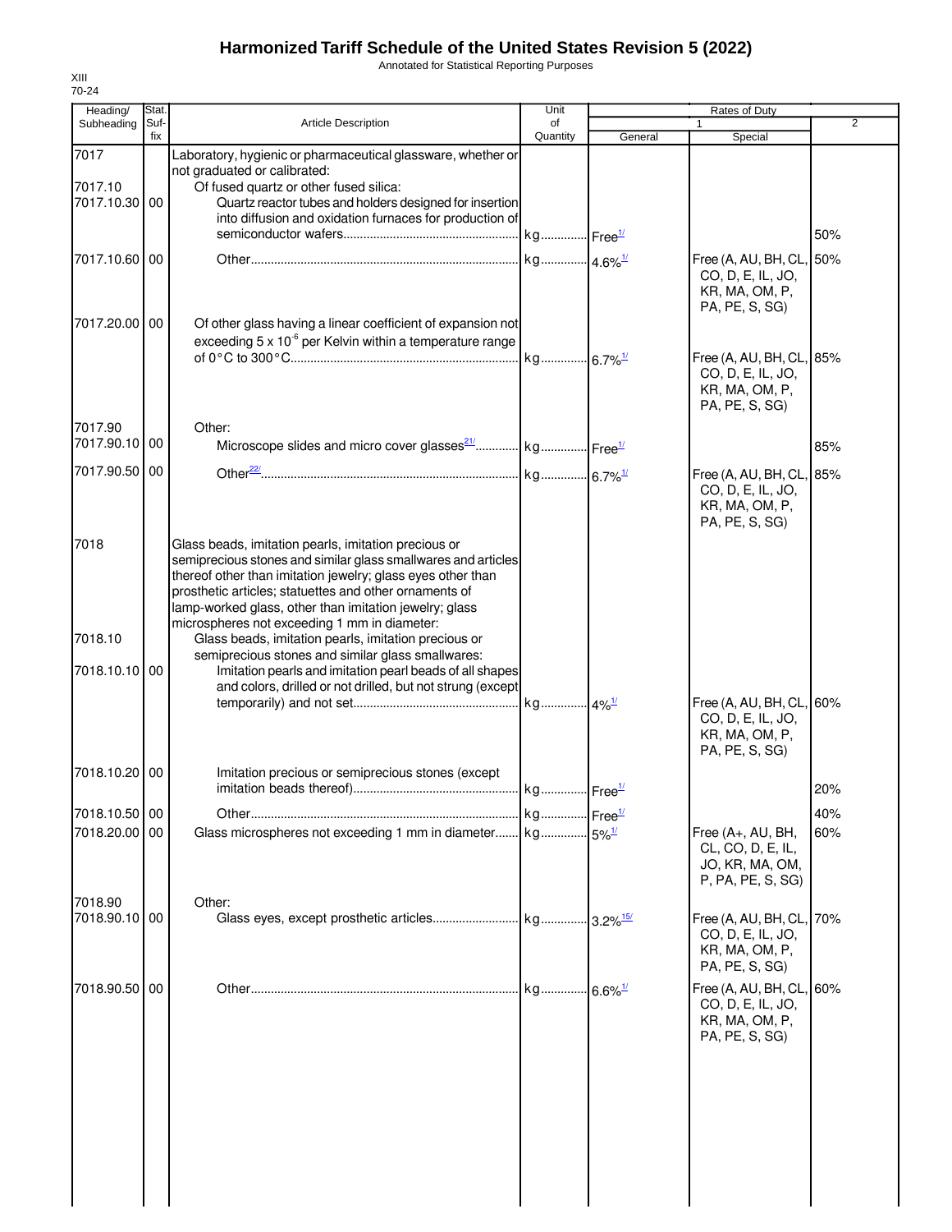# Harmonized Tariff Schedule of the United States Revision 5 (2022)

Annotated for Statistical Reporting Purposes

XIII
70-24

| Heading/ Subheading | Stat. Suf- fix | Article Description | Unit of Quantity | Rates of Duty 1 General | Special | 2 |
|---|---|---|---|---|---|---|
| 7017 | | Laboratory, hygienic or pharmaceutical glassware, whether or not graduated or calibrated: | | | | |
| 7017.10 | | Of fused quartz or other fused silica: | | | | |
| 7017.10.30 | 00 | Quartz reactor tubes and holders designed for insertion into diffusion and oxidation furnaces for production of semiconductor wafers | kg | Free[1/] | | 50% |
| 7017.10.60 | 00 | Other | kg | 4.6%[1/] | Free (A, AU, BH, CL, CO, D, E, IL, JO, KR, MA, OM, P, PA, PE, S, SG) | 50% |
| 7017.20.00 | 00 | Of other glass having a linear coefficient of expansion not exceeding 5 x $10^{-6}$ per Kelvin within a temperature range of 0°C to 300°C | kg | 6.7%[1/] | Free (A, AU, BH, CL, CO, D, E, IL, JO, KR, MA, OM, P, PA, PE, S, SG) | 85% |
| 7017.90 | | Other: | | | | |
| 7017.90.10 | 00 | Microscope slides and micro cover glasses[21/] | kg | Free[1/] | | 85% |
| 7017.90.50 | 00 | Other[22/] | kg | 6.7%[1/] | Free (A, AU, BH, CL, CO, D, E, IL, JO, KR, MA, OM, P, PA, PE, S, SG) | 85% |
| 7018 | | Glass beads, imitation pearls, imitation precious or semiprecious stones and similar glass smallwares and articles thereof other than imitation jewelry; glass eyes other than prosthetic articles; statuettes and other ornaments of lamp-worked glass, other than imitation jewelry; glass microspheres not exceeding 1 mm in diameter: | | | | |
| 7018.10 | | Glass beads, imitation pearls, imitation precious or semiprecious stones and similar glass smallwares: | | | | |
| 7018.10.10 | 00 | Imitation pearls and imitation pearl beads of all shapes and colors, drilled or not drilled, but not strung (except temporarily) and not set | kg | 4%[1/] | Free (A, AU, BH, CL, CO, D, E, IL, JO, KR, MA, OM, P, PA, PE, S, SG) | 60% |
| 7018.10.20 | 00 | Imitation precious or semiprecious stones (except imitation beads thereof) | kg | Free[1/] | | 20% |
| 7018.10.50 | 00 | Other | kg | Free[1/] | | 40% |
| 7018.20.00 | 00 | Glass microspheres not exceeding 1 mm in diameter | kg | 5%[1/] | Free (A+, AU, BH, CL, CO, D, E, IL, JO, KR, MA, OM, P, PA, PE, S, SG) | 60% |
| 7018.90 | | Other: | | | | |
| 7018.90.10 | 00 | Glass eyes, except prosthetic articles | kg | 3.2%[15/] | Free (A, AU, BH, CL, CO, D, E, IL, JO, KR, MA, OM, P, PA, PE, S, SG) | 70% |
| 7018.90.50 | 00 | Other | kg | 6.6%[1/] | Free (A, AU, BH, CL, CO, D, E, IL, JO, KR, MA, OM, P, PA, PE, S, SG) | 60% |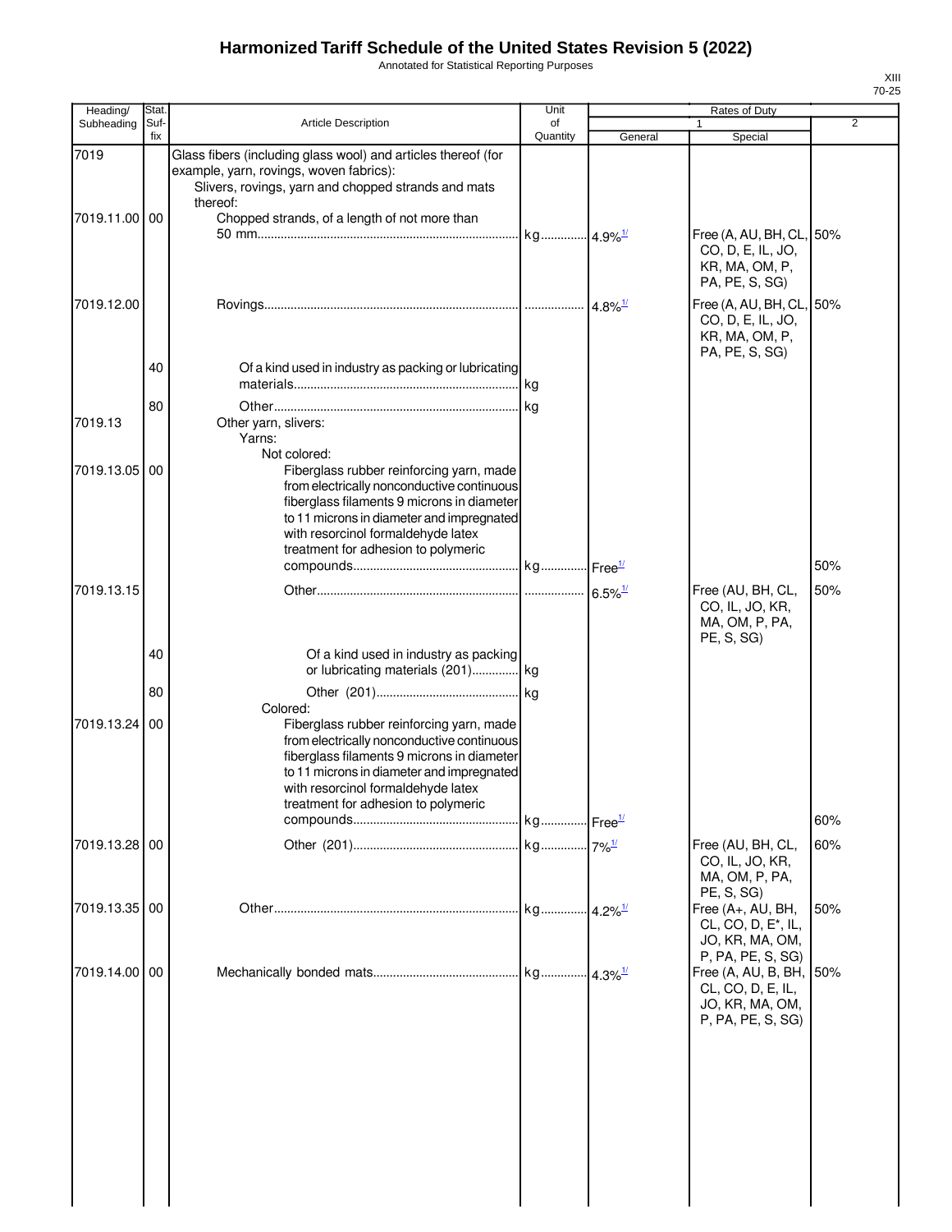# Harmonized Tariff Schedule of the United States Revision 5 (2022)

Annotated for Statistical Reporting Purposes

| Heading/ Subheading | Stat. Suf- fix | Article Description | Unit of Quantity | Rates of Duty 1 General | Rates of Duty 1 Special | Rates of Duty 2 |
|---|---|---|---|---|---|---|
| 7019 | | Glass fibers (including glass wool) and articles thereof (for example, yarn, rovings, woven fabrics): | | | | |
| | | Slivers, rovings, yarn and chopped strands and mats thereof: | | | | |
| 7019.11.00 | 00 | Chopped strands, of a length of not more than 50 mm | kg | 4.9%[1/] | Free (A, AU, BH, CL, CO, D, E, IL, JO, KR, MA, OM, P, PA, PE, S, SG) | 50% |
| 7019.12.00 | | Rovings | | 4.8%[1/] | Free (A, AU, BH, CL, CO, D, E, IL, JO, KR, MA, OM, P, PA, PE, S, SG) | 50% |
| | 40 | Of a kind used in industry as packing or lubricating materials | kg | | | |
| | 80 | Other | kg | | | |
| 7019.13 | | Other yarn, slivers: | | | | |
| | | Yarns: | | | | |
| | | Not colored: | | | | |
| 7019.13.05 | 00 | Fiberglass rubber reinforcing yarn, made from electrically nonconductive continuous fiberglass filaments 9 microns in diameter to 11 microns in diameter and impregnated with resorcinol formaldehyde latex treatment for adhesion to polymeric compounds | kg | Free[1/] | | 50% |
| 7019.13.15 | | Other | | 6.5%[1/] | Free (AU, BH, CL, CO, IL, JO, KR, MA, OM, P, PA, PE, S, SG) | 50% |
| | 40 | Of a kind used in industry as packing or lubricating materials (201) | kg | | | |
| | 80 | Other (201) | kg | | | |
| | | Colored: | | | | |
| 7019.13.24 | 00 | Fiberglass rubber reinforcing yarn, made from electrically nonconductive continuous fiberglass filaments 9 microns in diameter to 11 microns in diameter and impregnated with resorcinol formaldehyde latex treatment for adhesion to polymeric compounds | kg | Free[1/] | | 60% |
| 7019.13.28 | 00 | Other (201) | kg | 7%[1/] | Free (AU, BH, CL, CO, IL, JO, KR, MA, OM, P, PA, PE, S, SG) | 60% |
| 7019.13.35 | 00 | Other | kg | 4.2%[1/] | Free (A+, AU, BH, CL, CO, D, E*, IL, JO, KR, MA, OM, P, PA, PE, S, SG) | 50% |
| 7019.14.00 | 00 | Mechanically bonded mats | kg | 4.3%[1/] | Free (A, AU, B, BH, CL, CO, D, E, IL, JO, KR, MA, OM, P, PA, PE, S, SG) | 50% |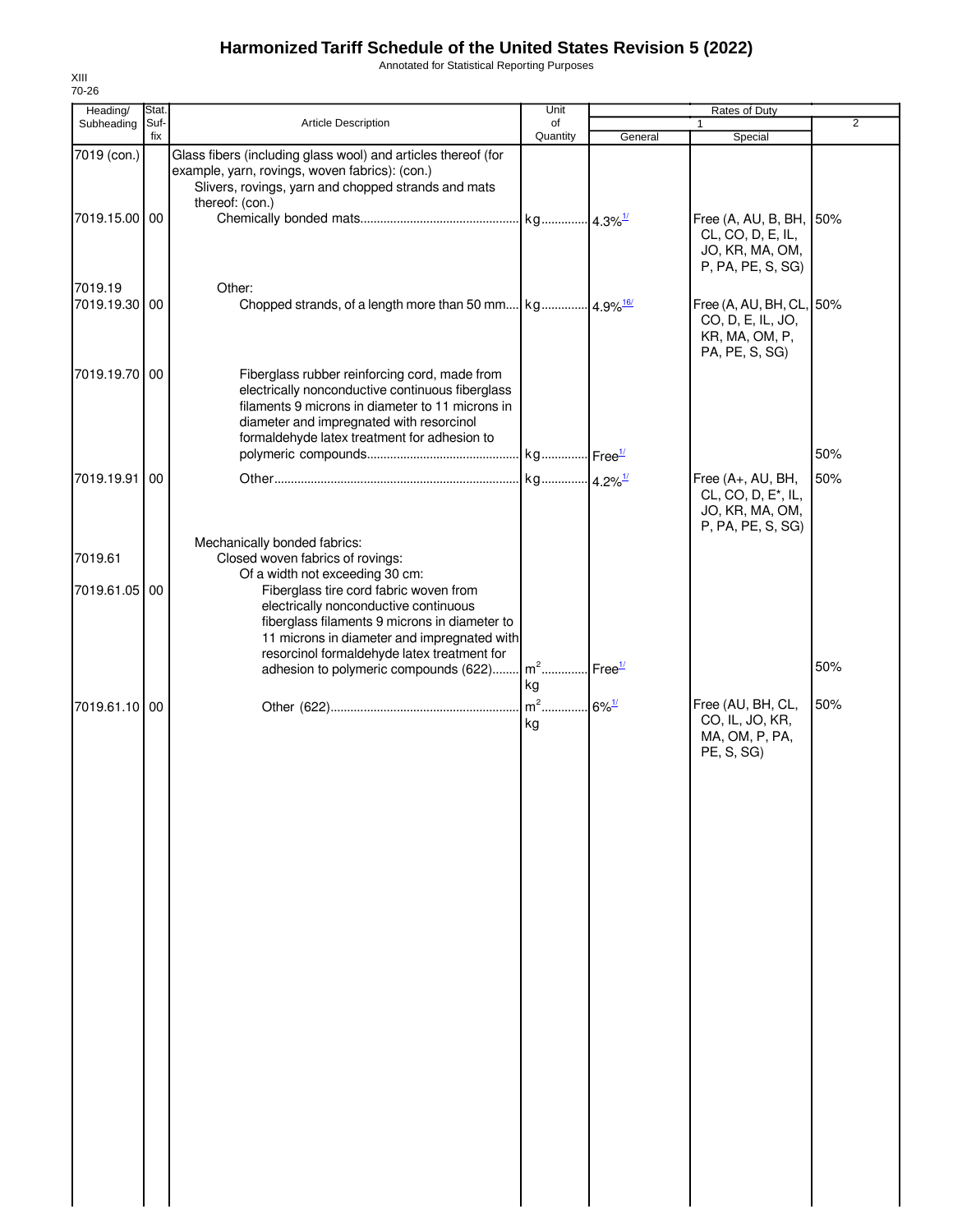# Harmonized Tariff Schedule of the United States Revision 5 (2022)

Annotated for Statistical Reporting Purposes

XIII
70-26

| Heading/ Subheading | Stat. Suf- fix | Article Description | Unit of Quantity | Rates of Duty 1 General | Special | 2 |
|---|---|---|---|---|---|---|
| 7019 (con.) | | Glass fibers (including glass wool) and articles thereof (for example, yarn, rovings, woven fabrics): (con.) | | | | |
| | | Slivers, rovings, yarn and chopped strands and mats thereof: (con.) | | | | |
| 7019.15.00 | 00 | Chemically bonded mats | kg | 4.3% [1/] | Free (A, AU, B, BH, CL, CO, D, E, IL, JO, KR, MA, OM, P, PA, PE, S, SG) | 50% |
| 7019.19 | | Other: | | | | |
| 7019.19.30 | 00 | Chopped strands, of a length more than 50 mm | kg | 4.9% [16/] | Free (A, AU, BH, CL, CO, D, E, IL, JO, KR, MA, OM, P, PA, PE, S, SG) | 50% |
| 7019.19.70 | 00 | Fiberglass rubber reinforcing cord, made from electrically nonconductive continuous fiberglass filaments 9 microns in diameter to 11 microns in diameter and impregnated with resorcinol formaldehyde latex treatment for adhesion to polymeric compounds | kg | Free [1/] | | 50% |
| 7019.19.91 | 00 | Other | kg | 4.2% [1/] | Free (A+, AU, BH, CL, CO, D, E*, IL, JO, KR, MA, OM, P, PA, PE, S, SG) | 50% |
| | | Mechanically bonded fabrics: | | | | |
| 7019.61 | | Closed woven fabrics of rovings: | | | | |
| | | Of a width not exceeding 30 cm: | | | | |
| 7019.61.05 | 00 | Fiberglass tire cord fabric woven from electrically nonconductive continuous fiberglass filaments 9 microns in diameter to 11 microns in diameter and impregnated with resorcinol formaldehyde latex treatment for adhesion to polymeric compounds (622) | $m^2$ kg | Free [1/] | | 50% |
| 7019.61.10 | 00 | Other (622) | $m^2$ kg | 6% [1/] | Free (AU, BH, CL, CO, IL, JO, KR, MA, OM, P, PA, PE, S, SG) | 50% |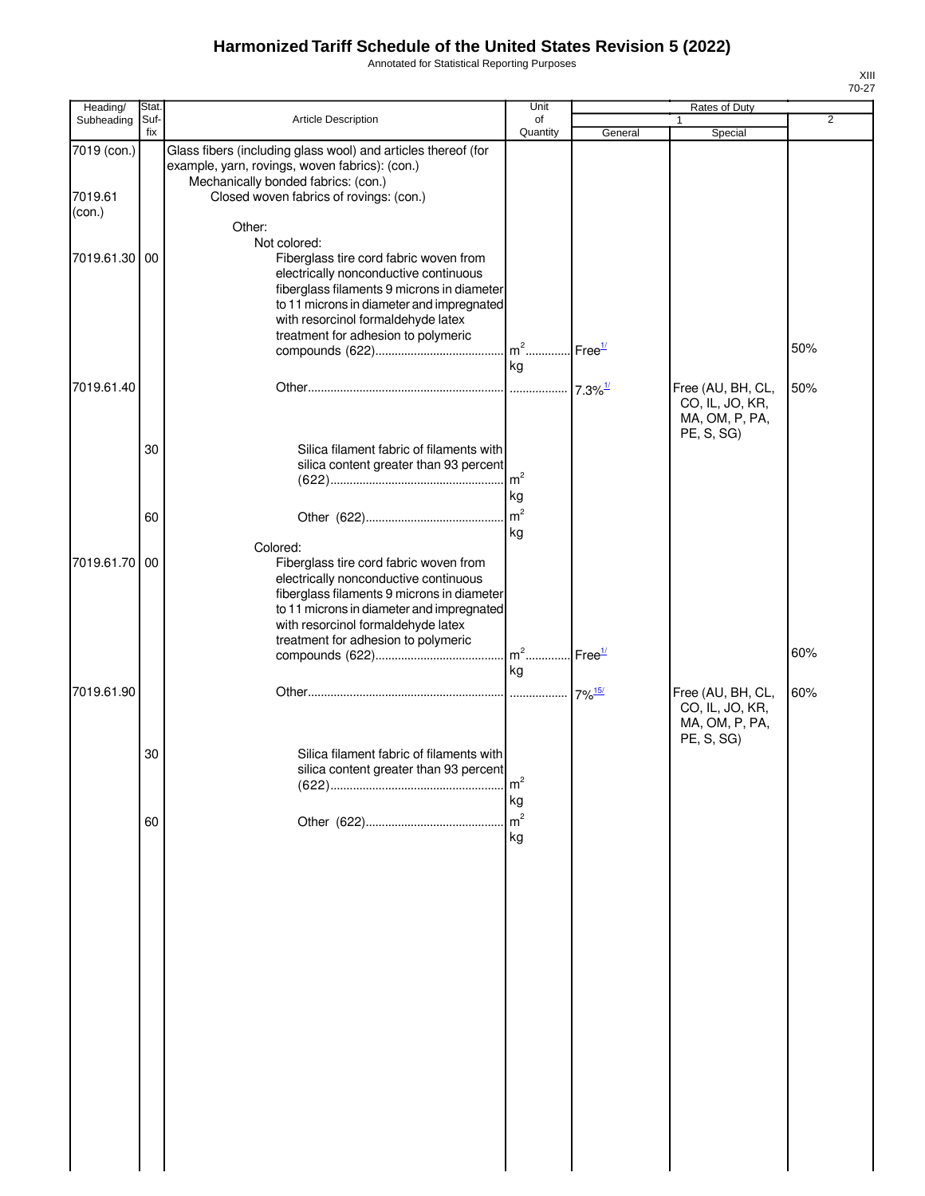# Harmonized Tariff Schedule of the United States Revision 5 (2022)

Annotated for Statistical Reporting Purposes

XIII
70-27

| Heading/ Subheading | Stat. Suf- fix | Article Description | Unit of Quantity | Rates of Duty 1 General | Rates of Duty 1 Special | Rates of Duty 2 |
|---|---|---|---|---|---|---|
| 7019 (con.) | | Glass fibers (including glass wool) and articles thereof (for example, yarn, rovings, woven fabrics): (con.) | | | | |
| | | Mechanically bonded fabrics: (con.) | | | | |
| 7019.61 (con.) | | Closed woven fabrics of rovings: (con.) | | | | |
| | | Other: | | | | |
| | | Not colored: | | | | |
| 7019.61.30 | 00 | Fiberglass tire cord fabric woven from electrically nonconductive continuous fiberglass filaments 9 microns in diameter to 11 microns in diameter and impregnated with resorcinol formaldehyde latex treatment for adhesion to polymeric compounds (622) | $m^2$ kg | Free[1/] | | 50% |
| 7019.61.40 | | Other | | 7.3%[1/] | Free (AU, BH, CL, CO, IL, JO, KR, MA, OM, P, PA, PE, S, SG) | 50% |
| | 30 | Silica filament fabric of filaments with silica content greater than 93 percent (622) | $m^2$ kg | | | |
| | 60 | Other (622) | $m^2$ kg | | | |
| | | Colored: | | | | |
| 7019.61.70 | 00 | Fiberglass tire cord fabric woven from electrically nonconductive continuous fiberglass filaments 9 microns in diameter to 11 microns in diameter and impregnated with resorcinol formaldehyde latex treatment for adhesion to polymeric compounds (622) | $m^2$ kg | Free[1/] | | 60% |
| 7019.61.90 | | Other | | 7%[15/] | Free (AU, BH, CL, CO, IL, JO, KR, MA, OM, P, PA, PE, S, SG) | 60% |
| | 30 | Silica filament fabric of filaments with silica content greater than 93 percent (622) | $m^2$ kg | | | |
| | 60 | Other (622) | $m^2$ kg | | | |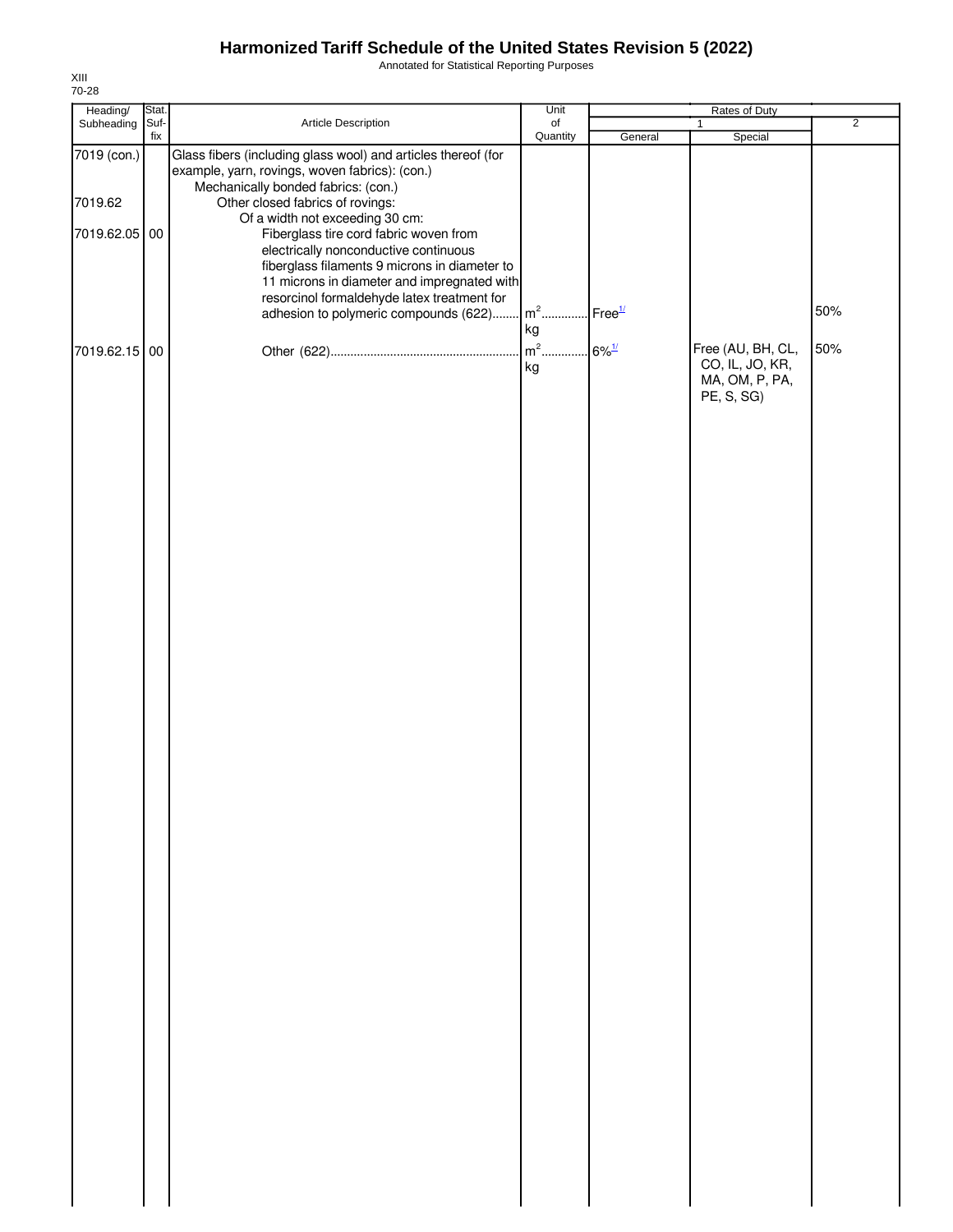# Harmonized Tariff Schedule of the United States Revision 5 (2022)

Annotated for Statistical Reporting Purposes

XIII
70-28

| Heading/ Subheading | Stat. Suf- fix | Article Description | Unit of Quantity | Rates of Duty 1 General | Rates of Duty 1 Special | Rates of Duty 2 |
|---|---|---|---|---|---|---|
| 7019 (con.) | | Glass fibers (including glass wool) and articles thereof (for example, yarn, rovings, woven fabrics): (con.) | | | | |
| | | Mechanically bonded fabrics: (con.) | | | | |
| 7019.62 | | Other closed fabrics of rovings: | | | | |
| | | Of a width not exceeding 30 cm: | | | | |
| 7019.62.05 | 00 | Fiberglass tire cord fabric woven from electrically nonconductive continuous fiberglass filaments 9 microns in diameter to 11 microns in diameter and impregnated with resorcinol formaldehyde latex treatment for adhesion to polymeric compounds (622) | $m^2$ kg | Free[1/] | | 50% |
| 7019.62.15 | 00 | Other (622) | $m^2$ kg | 6%[1/] | Free (AU, BH, CL, CO, IL, JO, KR, MA, OM, P, PA, PE, S, SG) | 50% |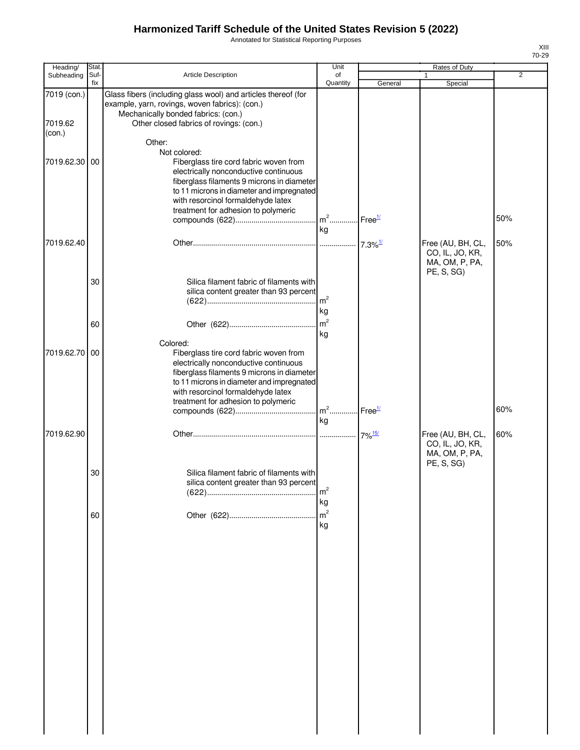# Harmonized Tariff Schedule of the United States Revision 5 (2022)

Annotated for Statistical Reporting Purposes

| Heading/ Subheading | Stat. Suf- fix | Article Description | Unit of Quantity | Rates of Duty 1 General | Rates of Duty 1 Special | Rates of Duty 2 |
|---|---|---|---|---|---|---|
| 7019 (con.) | | Glass fibers (including glass wool) and articles thereof (for example, yarn, rovings, woven fabrics): (con.) | | | | |
| | | Mechanically bonded fabrics: (con.) | | | | |
| 7019.62 (con.) | | Other closed fabrics of rovings: (con.) | | | | |
| | | Other: | | | | |
| | | Not colored: | | | | |
| 7019.62.30 | 00 | Fiberglass tire cord fabric woven from electrically nonconductive continuous fiberglass filaments 9 microns in diameter to 11 microns in diameter and impregnated with resorcinol formaldehyde latex treatment for adhesion to polymeric compounds (622) | $m^2$ kg | Free[1/] | | 50% |
| 7019.62.40 | | Other | | 7.3%[1/] | Free (AU, BH, CL, CO, IL, JO, KR, MA, OM, P, PA, PE, S, SG) | 50% |
| | 30 | Silica filament fabric of filaments with silica content greater than 93 percent (622) | $m^2$ kg | | | |
| | 60 | Other (622) | $m^2$ kg | | | |
| | | Colored: | | | | |
| 7019.62.70 | 00 | Fiberglass tire cord fabric woven from electrically nonconductive continuous fiberglass filaments 9 microns in diameter to 11 microns in diameter and impregnated with resorcinol formaldehyde latex treatment for adhesion to polymeric compounds (622) | $m^2$ kg | Free[1/] | | 60% |
| 7019.62.90 | | Other | | 7%[15/] | Free (AU, BH, CL, CO, IL, JO, KR, MA, OM, P, PA, PE, S, SG) | 60% |
| | 30 | Silica filament fabric of filaments with silica content greater than 93 percent (622) | $m^2$ kg | | | |
| | 60 | Other (622) | $m^2$ kg | | | |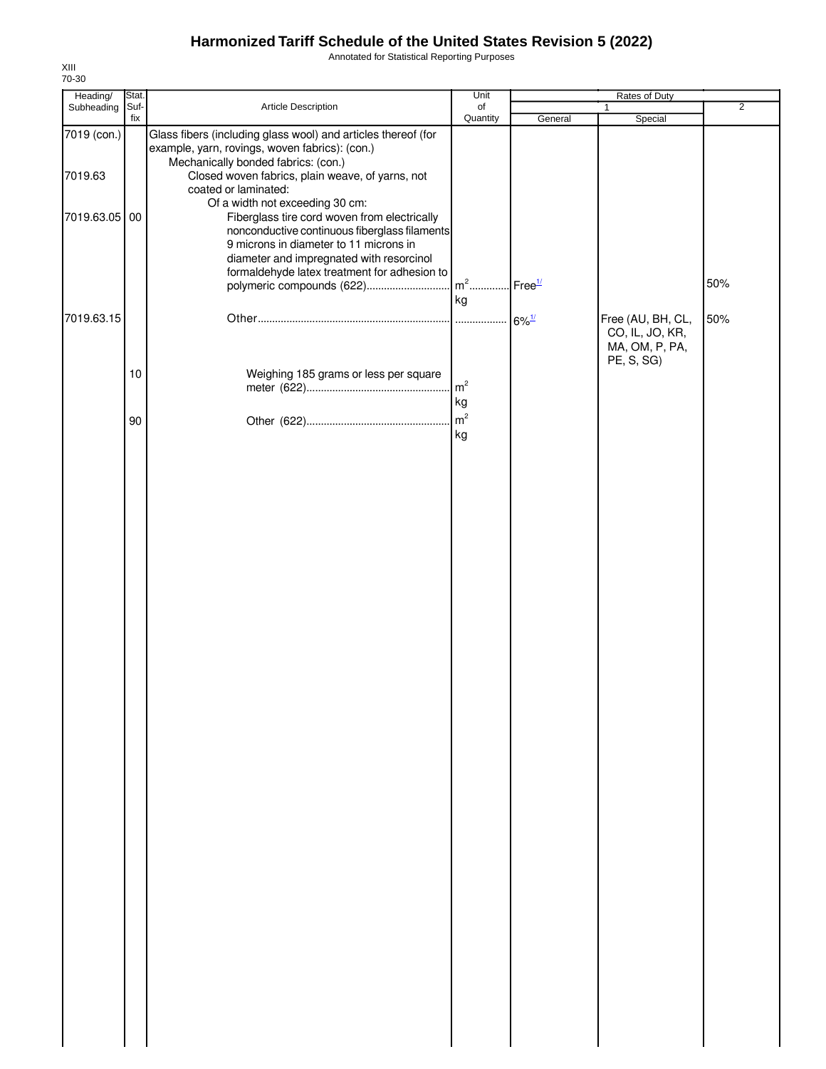# Harmonized Tariff Schedule of the United States Revision 5 (2022)

Annotated for Statistical Reporting Purposes

XIII
70-30

| Heading/ Subheading | Stat. Suf- fix | Article Description | Unit of Quantity | Rates of Duty 1 General | 1 Special | 2 |
|---|---|---|---|---|---|---|
| 7019 (con.) | | Glass fibers (including glass wool) and articles thereof (for example, yarn, rovings, woven fabrics): (con.) | | | | |
| | | Mechanically bonded fabrics: (con.) | | | | |
| 7019.63 | | Closed woven fabrics, plain weave, of yarns, not coated or laminated: | | | | |
| | | Of a width not exceeding 30 cm: | | | | |
| 7019.63.05 | 00 | Fiberglass tire cord woven from electrically nonconductive continuous fiberglass filaments 9 microns in diameter to 11 microns in diameter and impregnated with resorcinol formaldehyde latex treatment for adhesion to polymeric compounds (622) | m² kg | Free[1/] | | 50% |
| 7019.63.15 | | Other | | 6%[1/] | Free (AU, BH, CL, CO, IL, JO, KR, MA, OM, P, PA, PE, S, SG) | 50% |
| | 10 | Weighing 185 grams or less per square meter (622) | m² kg | | | |
| | 90 | Other (622) | m² kg | | | |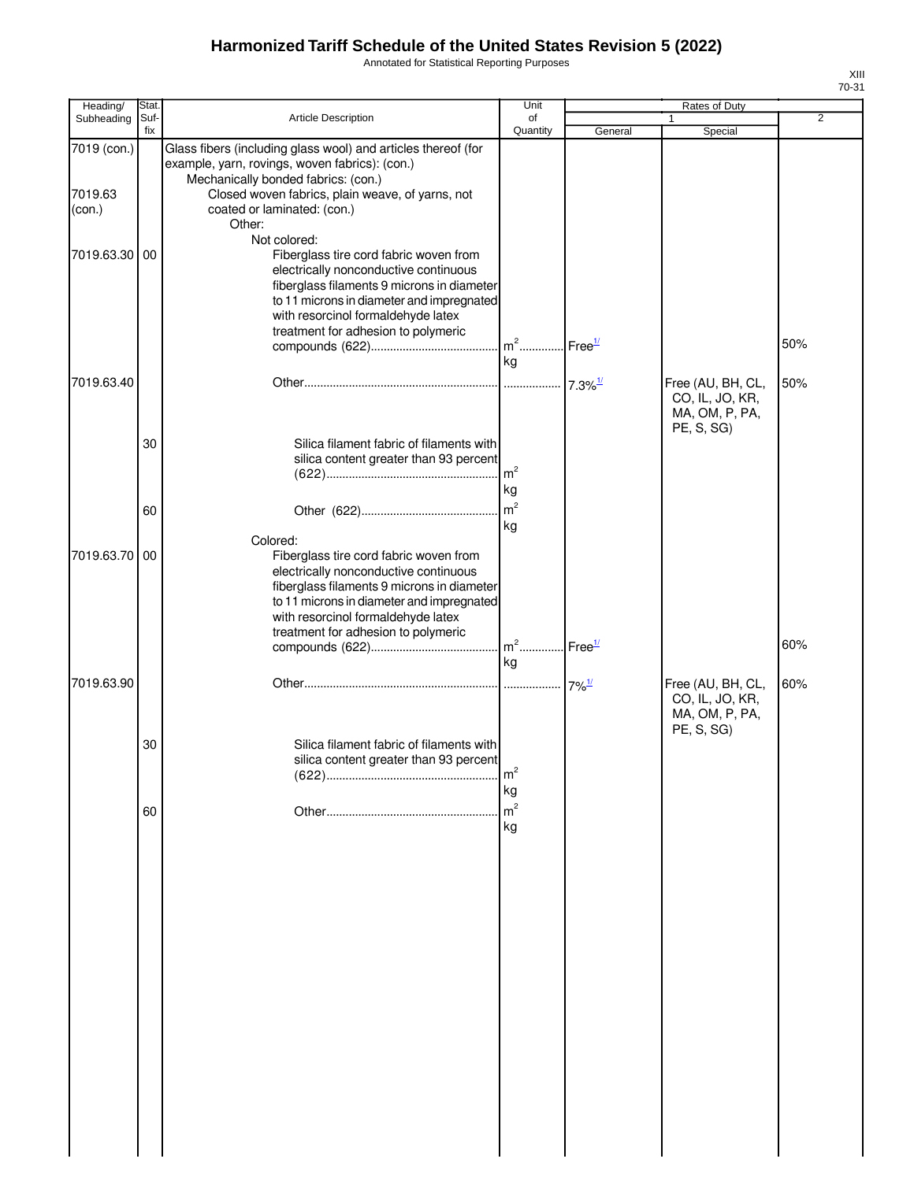# Harmonized Tariff Schedule of the United States Revision 5 (2022)

Annotated for Statistical Reporting Purposes

XIII
70-31

| Heading/ Subheading | Stat. Suf- fix | Article Description | Unit of Quantity | Rates of Duty 1 General | Special | 2 |
|---|---|---|---|---|---|---|
| 7019 (con.) | | Glass fibers (including glass wool) and articles thereof (for example, yarn, rovings, woven fabrics): (con.) | | | | |
| | | Mechanically bonded fabrics: (con.) | | | | |
| 7019.63 (con.) | | Closed woven fabrics, plain weave, of yarns, not coated or laminated: (con.) | | | | |
| | | Other: | | | | |
| | | Not colored: | | | | |
| 7019.63.30 | 00 | Fiberglass tire cord fabric woven from electrically nonconductive continuous fiberglass filaments 9 microns in diameter to 11 microns in diameter and impregnated with resorcinol formaldehyde latex treatment for adhesion to polymeric compounds (622) | m² kg | Free[1/] | | 50% |
| 7019.63.40 | | Other | | 7.3%[1/] | Free (AU, BH, CL, CO, IL, JO, KR, MA, OM, P, PA, PE, S, SG) | 50% |
| | 30 | Silica filament fabric of filaments with silica content greater than 93 percent (622) | m² kg | | | |
| | 60 | Other (622) | m² kg | | | |
| | | Colored: | | | | |
| 7019.63.70 | 00 | Fiberglass tire cord fabric woven from electrically nonconductive continuous fiberglass filaments 9 microns in diameter to 11 microns in diameter and impregnated with resorcinol formaldehyde latex treatment for adhesion to polymeric compounds (622) | m² kg | Free[1/] | | 60% |
| 7019.63.90 | | Other | | 7%[1/] | Free (AU, BH, CL, CO, IL, JO, KR, MA, OM, P, PA, PE, S, SG) | 60% |
| | 30 | Silica filament fabric of filaments with silica content greater than 93 percent (622) | m² kg | | | |
| | 60 | Other | m² kg | | | |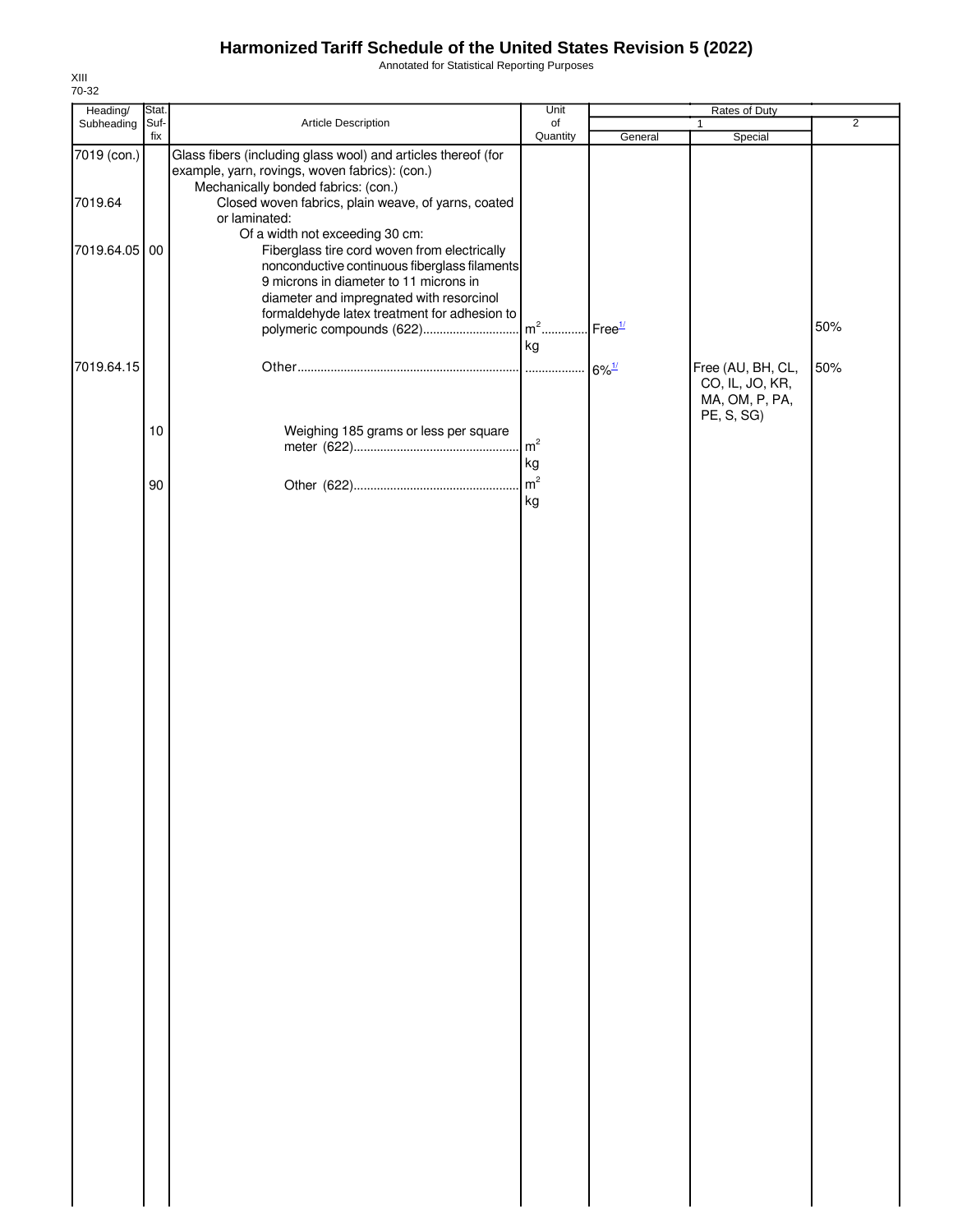# Harmonized Tariff Schedule of the United States Revision 5 (2022)

Annotated for Statistical Reporting Purposes

| Heading/ Subheading | Stat. Suf- fix | Article Description | Unit of Quantity | Rates of Duty 1 General | Special | 2 |
|---|---|---|---|---|---|---|
| 7019 (con.) | | Glass fibers (including glass wool) and articles thereof (for example, yarn, rovings, woven fabrics): (con.) | | | | |
| | | Mechanically bonded fabrics: (con.) | | | | |
| 7019.64 | | Closed woven fabrics, plain weave, of yarns, coated or laminated: | | | | |
| | | Of a width not exceeding 30 cm: | | | | |
| 7019.64.05 | 00 | Fiberglass tire cord woven from electrically nonconductive continuous fiberglass filaments 9 microns in diameter to 11 microns in diameter and impregnated with resorcinol formaldehyde latex treatment for adhesion to polymeric compounds (622) | $m^2$ kg | Free[1/] | | 50% |
| 7019.64.15 | | Other | | 6%[1/] | Free (AU, BH, CL, CO, IL, JO, KR, MA, OM, P, PA, PE, S, SG) | 50% |
| | 10 | Weighing 185 grams or less per square meter (622) | $m^2$ kg | | | |
| | 90 | Other (622) | $m^2$ kg | | | |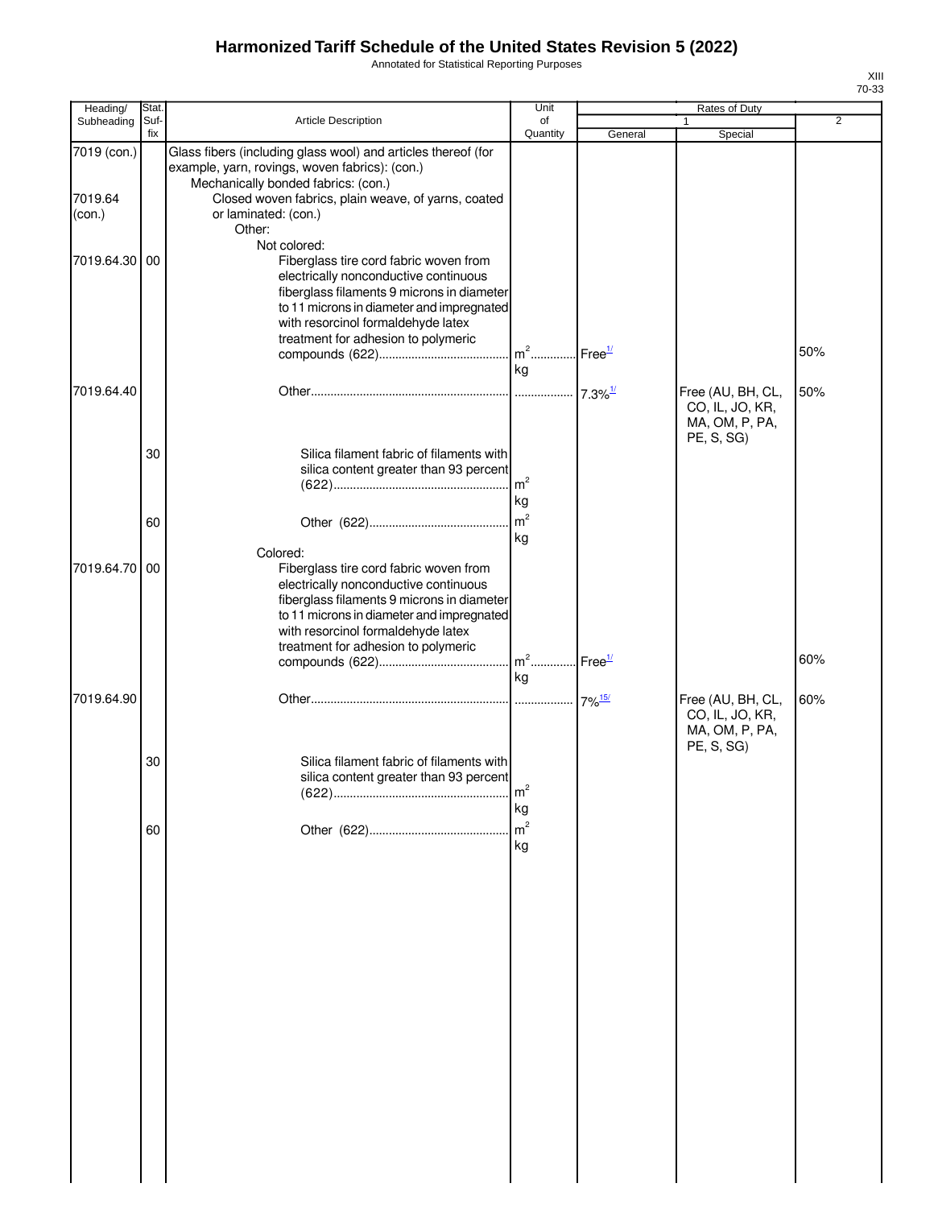# Harmonized Tariff Schedule of the United States Revision 5 (2022)

Annotated for Statistical Reporting Purposes

| Heading/ Subheading | Stat. Suf- fix | Article Description | Unit of Quantity | Rates of Duty 1 General | Rates of Duty 1 Special | Rates of Duty 2 |
|---|---|---|---|---|---|---|
| 7019 (con.) | | Glass fibers (including glass wool) and articles thereof (for example, yarn, rovings, woven fabrics): (con.) | | | | |
| | | Mechanically bonded fabrics: (con.) | | | | |
| 7019.64 (con.) | | Closed woven fabrics, plain weave, of yarns, coated or laminated: (con.) | | | | |
| | | Other: | | | | |
| | | Not colored: | | | | |
| 7019.64.30 | 00 | Fiberglass tire cord fabric woven from electrically nonconductive continuous fiberglass filaments 9 microns in diameter to 11 microns in diameter and impregnated with resorcinol formaldehyde latex treatment for adhesion to polymeric compounds (622) | $m^2$ kg | Free[1/] | | 50% |
| 7019.64.40 | | Other | | 7.3%[1/] | Free (AU, BH, CL, CO, IL, JO, KR, MA, OM, P, PA, PE, S, SG) | 50% |
| | 30 | Silica filament fabric of filaments with silica content greater than 93 percent (622) | $m^2$ kg | | | |
| | 60 | Other (622) | $m^2$ kg | | | |
| | | Colored: | | | | |
| 7019.64.70 | 00 | Fiberglass tire cord fabric woven from electrically nonconductive continuous fiberglass filaments 9 microns in diameter to 11 microns in diameter and impregnated with resorcinol formaldehyde latex treatment for adhesion to polymeric compounds (622) | $m^2$ kg | Free[1/] | | 60% |
| 7019.64.90 | | Other | | 7%[15/] | Free (AU, BH, CL, CO, IL, JO, KR, MA, OM, P, PA, PE, S, SG) | 60% |
| | 30 | Silica filament fabric of filaments with silica content greater than 93 percent (622) | $m^2$ kg | | | |
| | 60 | Other (622) | $m^2$ kg | | | |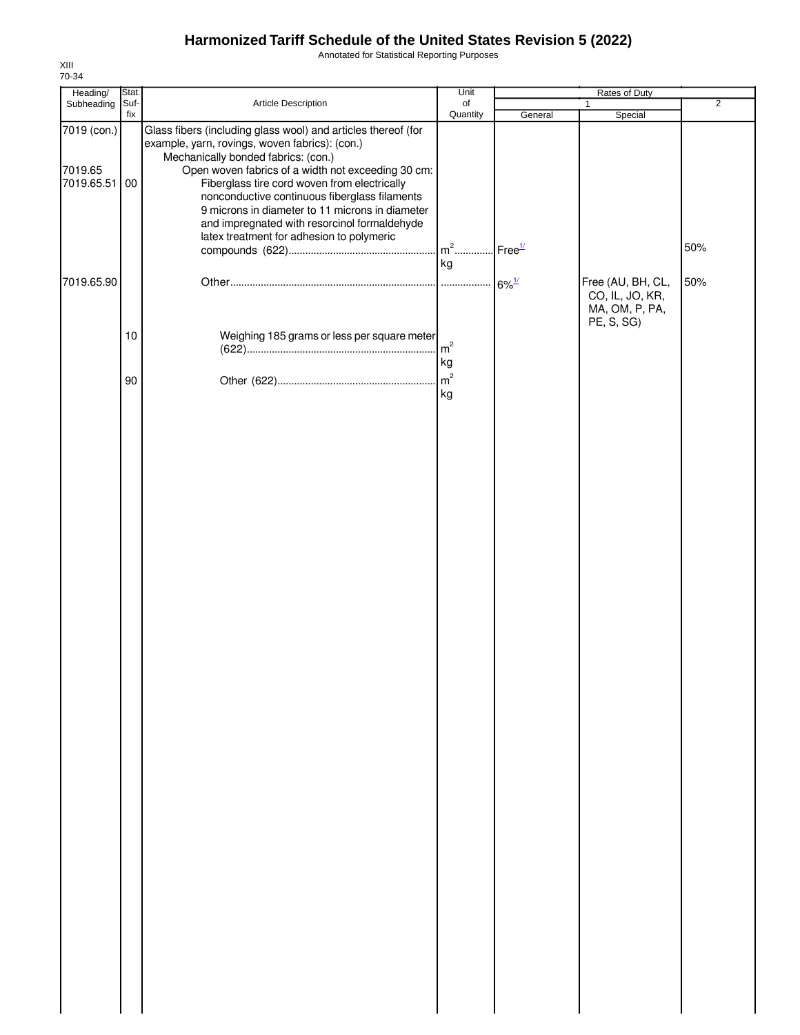# Harmonized Tariff Schedule of the United States Revision 5 (2022)

Annotated for Statistical Reporting Purposes

XIII
70-34

| Heading/ Subheading | Stat. Suf- fix | Article Description | Unit of Quantity | Rates of Duty 1 General | Special | 2 |
|---|---|---|---|---|---|---|
| 7019 (con.) | | Glass fibers (including glass wool) and articles thereof (for example, yarn, rovings, woven fabrics): (con.) | | | | |
| | | Mechanically bonded fabrics: (con.) | | | | |
| 7019.65 | | Open woven fabrics of a width not exceeding 30 cm: | | | | |
| 7019.65.51 | 00 | Fiberglass tire cord woven from electrically nonconductive continuous fiberglass filaments 9 microns in diameter to 11 microns in diameter and impregnated with resorcinol formaldehyde latex treatment for adhesion to polymeric compounds (622) | $m^2$ kg | Free[1/] | | 50% |
| 7019.65.90 | | Other | | 6%[1/] | Free (AU, BH, CL, CO, IL, JO, KR, MA, OM, P, PA, PE, S, SG) | 50% |
| | 10 | Weighing 185 grams or less per square meter (622) | $m^2$ kg | | | |
| | 90 | Other (622) | $m^2$ kg | | | |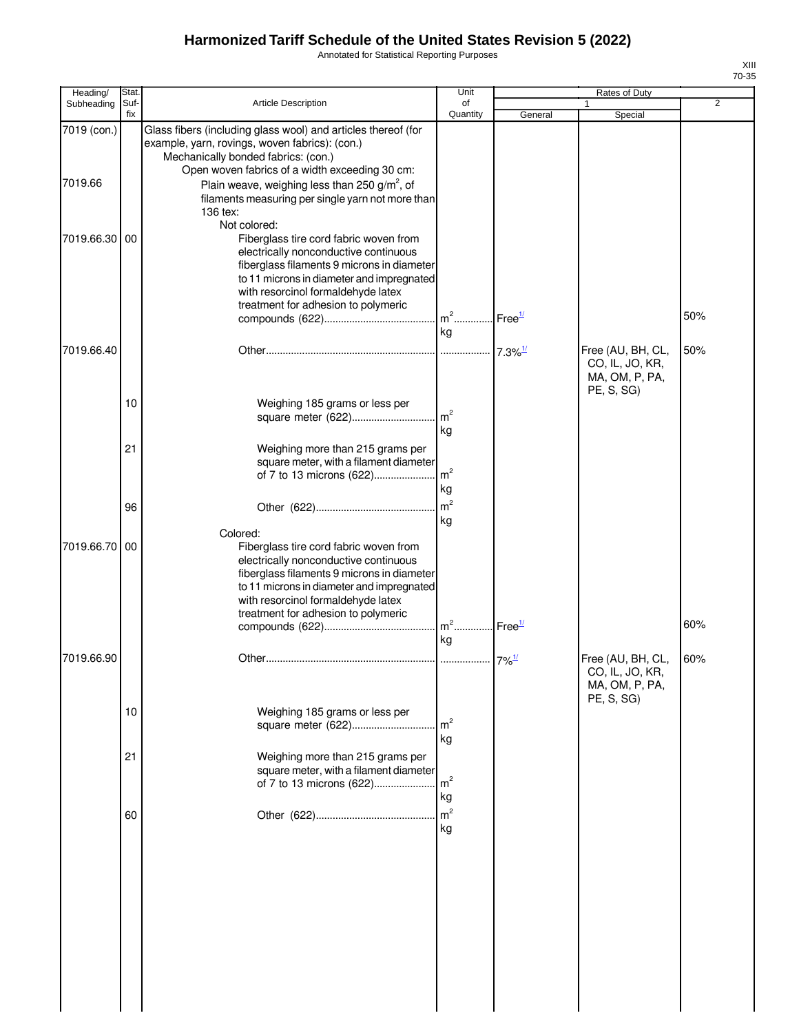# Harmonized Tariff Schedule of the United States Revision 5 (2022)

Annotated for Statistical Reporting Purposes

| Heading/ Subheading | Stat. Suf- fix | Article Description | Unit of Quantity | Rates of Duty 1 General | Rates of Duty 1 Special | Rates of Duty 2 |
|---|---|---|---|---|---|---|
| 7019 (con.) | | Glass fibers (including glass wool) and articles thereof (for example, yarn, rovings, woven fabrics): (con.) | | | | |
| | | Mechanically bonded fabrics: (con.) | | | | |
| | | Open woven fabrics of a width exceeding 30 cm: | | | | |
| 7019.66 | | Plain weave, weighing less than 250 g/m², of filaments measuring per single yarn not more than 136 tex: | | | | |
| | | Not colored: | | | | |
| 7019.66.30 | 00 | Fiberglass tire cord fabric woven from electrically nonconductive continuous fiberglass filaments 9 microns in diameter to 11 microns in diameter and impregnated with resorcinol formaldehyde latex treatment for adhesion to polymeric compounds (622) | m² kg | Free[1/] | | 50% |
| 7019.66.40 | | Other | | 7.3%[1/] | Free (AU, BH, CL, CO, IL, JO, KR, MA, OM, P, PA, PE, S, SG) | 50% |
| | 10 | Weighing 185 grams or less per square meter (622) | m² kg | | | |
| | 21 | Weighing more than 215 grams per square meter, with a filament diameter of 7 to 13 microns (622) | m² kg | | | |
| | 96 | Other (622) | m² kg | | | |
| | | Colored: | | | | |
| 7019.66.70 | 00 | Fiberglass tire cord fabric woven from electrically nonconductive continuous fiberglass filaments 9 microns in diameter to 11 microns in diameter and impregnated with resorcinol formaldehyde latex treatment for adhesion to polymeric compounds (622) | m² kg | Free[1/] | | 60% |
| 7019.66.90 | | Other | | 7%[1/] | Free (AU, BH, CL, CO, IL, JO, KR, MA, OM, P, PA, PE, S, SG) | 60% |
| | 10 | Weighing 185 grams or less per square meter (622) | m² kg | | | |
| | 21 | Weighing more than 215 grams per square meter, with a filament diameter of 7 to 13 microns (622) | m² kg | | | |
| | 60 | Other (622) | m² kg | | | |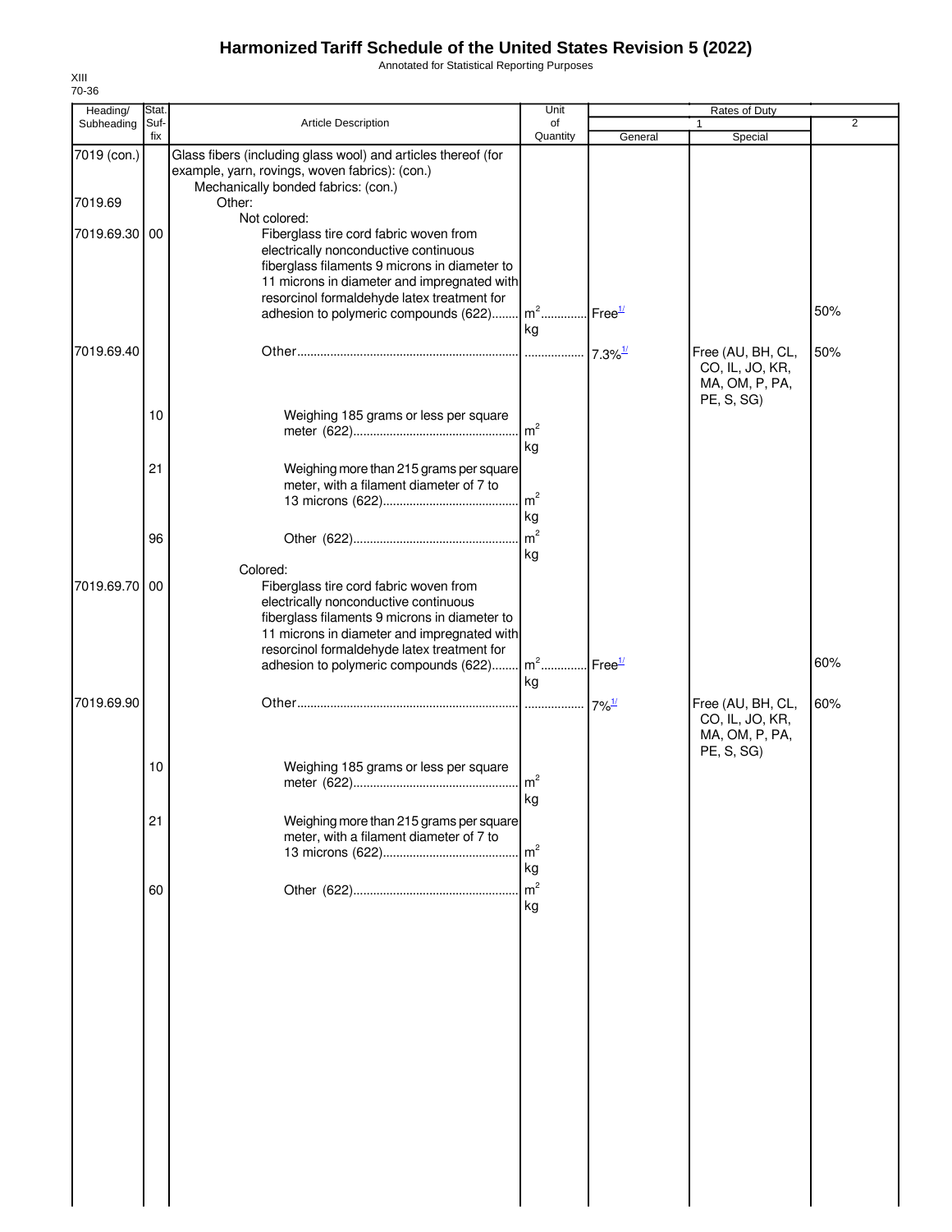# Harmonized Tariff Schedule of the United States Revision 5 (2022)

Annotated for Statistical Reporting Purposes

XIII
70-36

| Heading/ Subheading | Stat. Suf- fix | Article Description | Unit of Quantity | Rates of Duty 1 General | Special | 2 |
|---|---|---|---|---|---|---|
| 7019 (con.) | | Glass fibers (including glass wool) and articles thereof (for example, yarn, rovings, woven fabrics): (con.) | | | | |
| | | Mechanically bonded fabrics: (con.) | | | | |
| 7019.69 | | Other: | | | | |
| | | Not colored: | | | | |
| 7019.69.30 | 00 | Fiberglass tire cord fabric woven from electrically nonconductive continuous fiberglass filaments 9 microns in diameter to 11 microns in diameter and impregnated with resorcinol formaldehyde latex treatment for adhesion to polymeric compounds (622) | $m^2$ kg | Free[1/] | | 50% |
| 7019.69.40 | | Other | | 7.3%[1/] | Free (AU, BH, CL, CO, IL, JO, KR, MA, OM, P, PA, PE, S, SG) | 50% |
| | 10 | Weighing 185 grams or less per square meter (622) | $m^2$ kg | | | |
| | 21 | Weighing more than 215 grams per square meter, with a filament diameter of 7 to 13 microns (622) | $m^2$ kg | | | |
| | 96 | Other (622) | $m^2$ kg | | | |
| | | Colored: | | | | |
| 7019.69.70 | 00 | Fiberglass tire cord fabric woven from electrically nonconductive continuous fiberglass filaments 9 microns in diameter to 11 microns in diameter and impregnated with resorcinol formaldehyde latex treatment for adhesion to polymeric compounds (622) | $m^2$ kg | Free[1/] | | 60% |
| 7019.69.90 | | Other | | 7%[1/] | Free (AU, BH, CL, CO, IL, JO, KR, MA, OM, P, PA, PE, S, SG) | 60% |
| | 10 | Weighing 185 grams or less per square meter (622) | $m^2$ kg | | | |
| | 21 | Weighing more than 215 grams per square meter, with a filament diameter of 7 to 13 microns (622) | $m^2$ kg | | | |
| | 60 | Other (622) | $m^2$ kg | | | |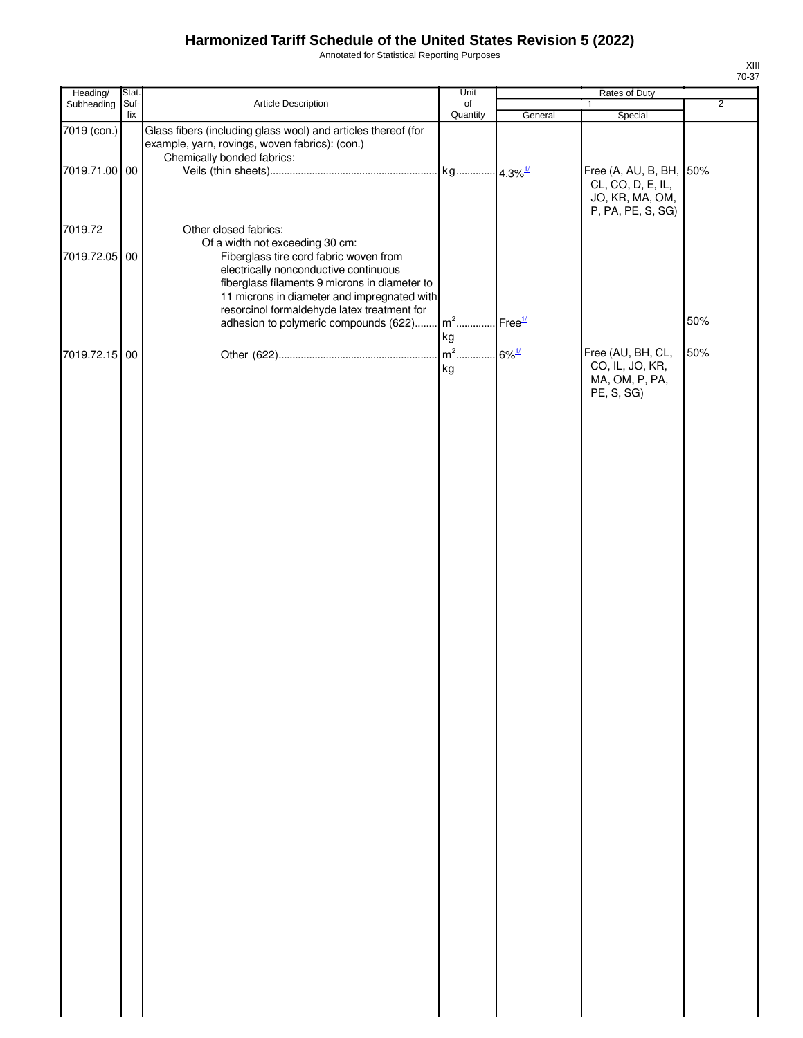# Harmonized Tariff Schedule of the United States Revision 5 (2022)

Annotated for Statistical Reporting Purposes

| Heading/ Subheading | Stat. Suf- fix | Article Description | Unit of Quantity | Rates of Duty 1 General | Rates of Duty 1 Special | Rates of Duty 2 |
|---|---|---|---|---|---|---|
| 7019 (con.) | | Glass fibers (including glass wool) and articles thereof (for example, yarn, rovings, woven fabrics): (con.) | | | | |
| | | Chemically bonded fabrics: | | | | |
| 7019.71.00 | 00 | Veils (thin sheets) | kg | 4.3%[1/] | Free (A, AU, B, BH, CL, CO, D, E, IL, JO, KR, MA, OM, P, PA, PE, S, SG) | 50% |
| 7019.72 | | Other closed fabrics: | | | | |
| | | Of a width not exceeding 30 cm: | | | | |
| 7019.72.05 | 00 | Fiberglass tire cord fabric woven from electrically nonconductive continuous fiberglass filaments 9 microns in diameter to 11 microns in diameter and impregnated with resorcinol formaldehyde latex treatment for adhesion to polymeric compounds (622) | $m^2$ kg | Free[1/] | | 50% |
| 7019.72.15 | 00 | Other (622) | $m^2$ kg | 6%[1/] | Free (AU, BH, CL, CO, IL, JO, KR, MA, OM, P, PA, PE, S, SG) | 50% |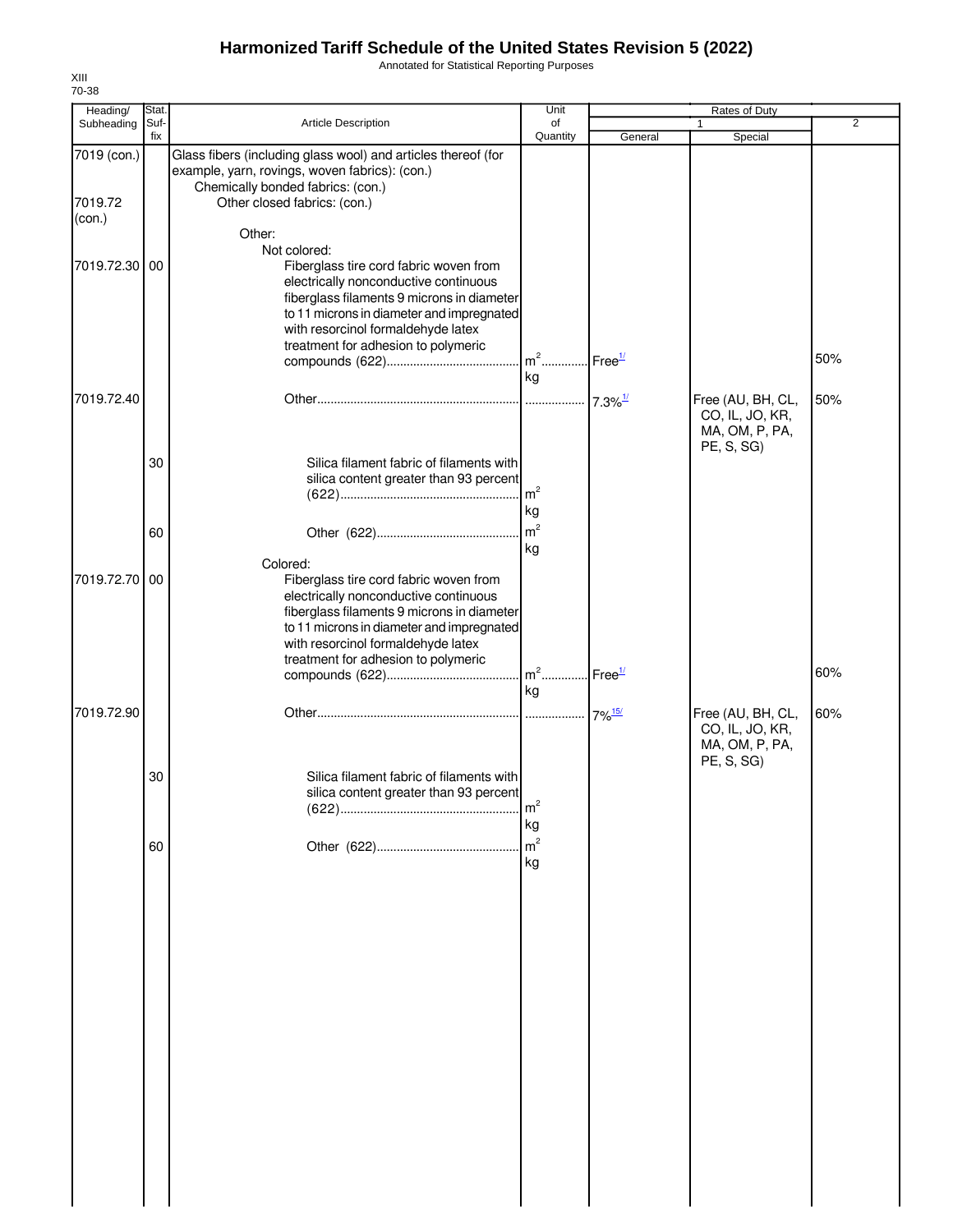# Harmonized Tariff Schedule of the United States Revision 5 (2022)

Annotated for Statistical Reporting Purposes

XIII
70-38

| Heading/ Subheading | Stat. Suf- fix | Article Description | Unit of Quantity | Rates of Duty 1 General | Special | 2 |
|---|---|---|---|---|---|---|
| 7019 (con.) | | Glass fibers (including glass wool) and articles thereof (for example, yarn, rovings, woven fabrics): (con.) | | | | |
| | | Chemically bonded fabrics: (con.) | | | | |
| 7019.72 (con.) | | Other closed fabrics: (con.) | | | | |
| | | Other: | | | | |
| | | Not colored: | | | | |
| 7019.72.30 | 00 | Fiberglass tire cord fabric woven from electrically nonconductive continuous fiberglass filaments 9 microns in diameter to 11 microns in diameter and impregnated with resorcinol formaldehyde latex treatment for adhesion to polymeric compounds (622) | $m^2$ kg | Free[1/] | | 50% |
| 7019.72.40 | | Other | | 7.3%[1/] | Free (AU, BH, CL, CO, IL, JO, KR, MA, OM, P, PA, PE, S, SG) | 50% |
| | 30 | Silica filament fabric of filaments with silica content greater than 93 percent (622) | $m^2$ kg | | | |
| | 60 | Other (622) | $m^2$ kg | | | |
| | | Colored: | | | | |
| 7019.72.70 | 00 | Fiberglass tire cord fabric woven from electrically nonconductive continuous fiberglass filaments 9 microns in diameter to 11 microns in diameter and impregnated with resorcinol formaldehyde latex treatment for adhesion to polymeric compounds (622) | $m^2$ kg | Free[1/] | | 60% |
| 7019.72.90 | | Other | | 7%[15/] | Free (AU, BH, CL, CO, IL, JO, KR, MA, OM, P, PA, PE, S, SG) | 60% |
| | 30 | Silica filament fabric of filaments with silica content greater than 93 percent (622) | $m^2$ kg | | | |
| | 60 | Other (622) | $m^2$ kg | | | |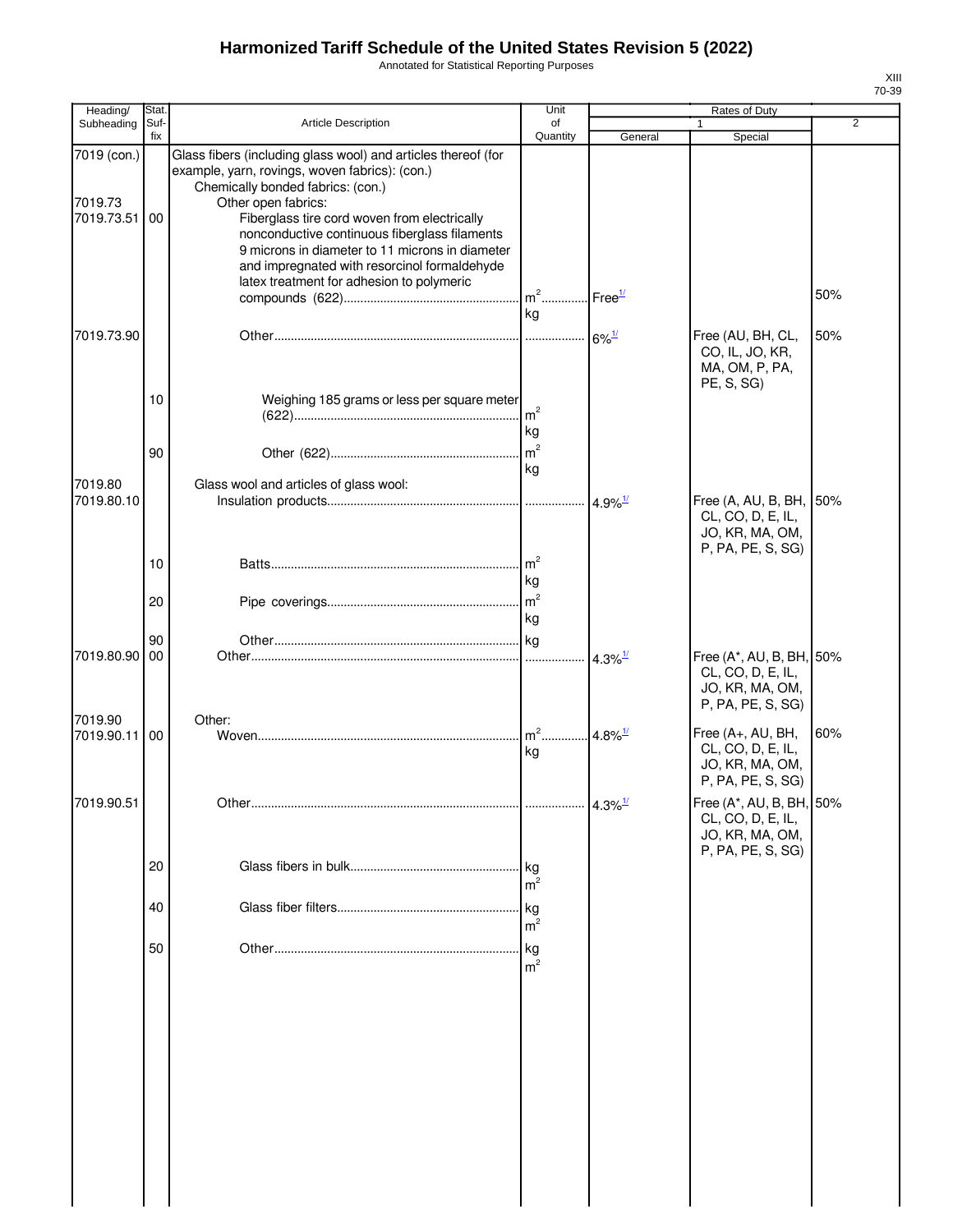# Harmonized Tariff Schedule of the United States Revision 5 (2022)

Annotated for Statistical Reporting Purposes

XIII
70-39

| Heading/ Subheading | Stat. Suf- fix | Article Description | Unit of Quantity | Rates of Duty 1 General | Special | 2 |
|---|---|---|---|---|---|---|
| 7019 (con.) | | Glass fibers (including glass wool) and articles thereof (for example, yarn, rovings, woven fabrics): (con.) | | | | |
| | | Chemically bonded fabrics: (con.) | | | | |
| 7019.73 | | Other open fabrics: | | | | |
| 7019.73.51 | 00 | Fiberglass tire cord woven from electrically nonconductive continuous fiberglass filaments 9 microns in diameter to 11 microns in diameter and impregnated with resorcinol formaldehyde latex treatment for adhesion to polymeric compounds (622) | $m^2$ kg | Free[1/] | | 50% |
| 7019.73.90 | | Other | | 6%[1/] | Free (AU, BH, CL, CO, IL, JO, KR, MA, OM, P, PA, PE, S, SG) | 50% |
| | 10 | Weighing 185 grams or less per square meter (622) | $m^2$ kg | | | |
| | 90 | Other (622) | $m^2$ kg | | | |
| 7019.80 | | Glass wool and articles of glass wool: | | | | |
| 7019.80.10 | | Insulation products | | 4.9%[1/] | Free (A, AU, B, BH, CL, CO, D, E, IL, JO, KR, MA, OM, P, PA, PE, S, SG) | 50% |
| | 10 | Batts | $m^2$ kg | | | |
| | 20 | Pipe coverings | $m^2$ kg | | | |
| | 90 | Other | kg | | | |
| 7019.80.90 | 00 | Other | | 4.3%[1/] | Free (A*, AU, B, BH, CL, CO, D, E, IL, JO, KR, MA, OM, P, PA, PE, S, SG) | 50% |
| 7019.90 | | Other: | | | | |
| 7019.90.11 | 00 | Woven | $m^2$ kg | 4.8%[1/] | Free (A+, AU, BH, CL, CO, D, E, IL, JO, KR, MA, OM, P, PA, PE, S, SG) | 60% |
| 7019.90.51 | | Other | | 4.3%[1/] | Free (A*, AU, B, BH, CL, CO, D, E, IL, JO, KR, MA, OM, P, PA, PE, S, SG) | 50% |
| | 20 | Glass fibers in bulk | kg $m^2$ | | | |
| | 40 | Glass fiber filters | kg $m^2$ | | | |
| | 50 | Other | kg $m^2$ | | | |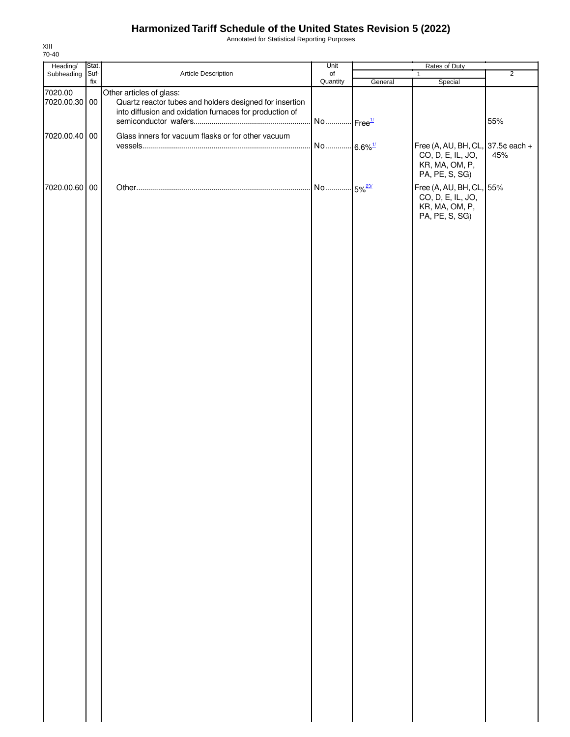# Harmonized Tariff Schedule of the United States Revision 5 (2022)

Annotated for Statistical Reporting Purposes

XIII
70-40

| Heading/ Subheading | Stat. Suf- fix | Article Description | Unit of Quantity | Rates of Duty 1 General | Special | 2 |
|---|---|---|---|---|---|---|
| 7020.00 | | Other articles of glass: | | | | |
| 7020.00.30 | 00 | Quartz reactor tubes and holders designed for insertion into diffusion and oxidation furnaces for production of semiconductor wafers | No | Free[1/] | | 55% |
| 7020.00.40 | 00 | Glass inners for vacuum flasks or for other vacuum vessels | No | 6.6%[1/] | Free (A, AU, BH, CL, CO, D, E, IL, JO, KR, MA, OM, P, PA, PE, S, SG) | 37.5¢ each + 45% |
| 7020.00.60 | 00 | Other | No | 5%[23/] | Free (A, AU, BH, CL, CO, D, E, IL, JO, KR, MA, OM, P, PA, PE, S, SG) | 55% |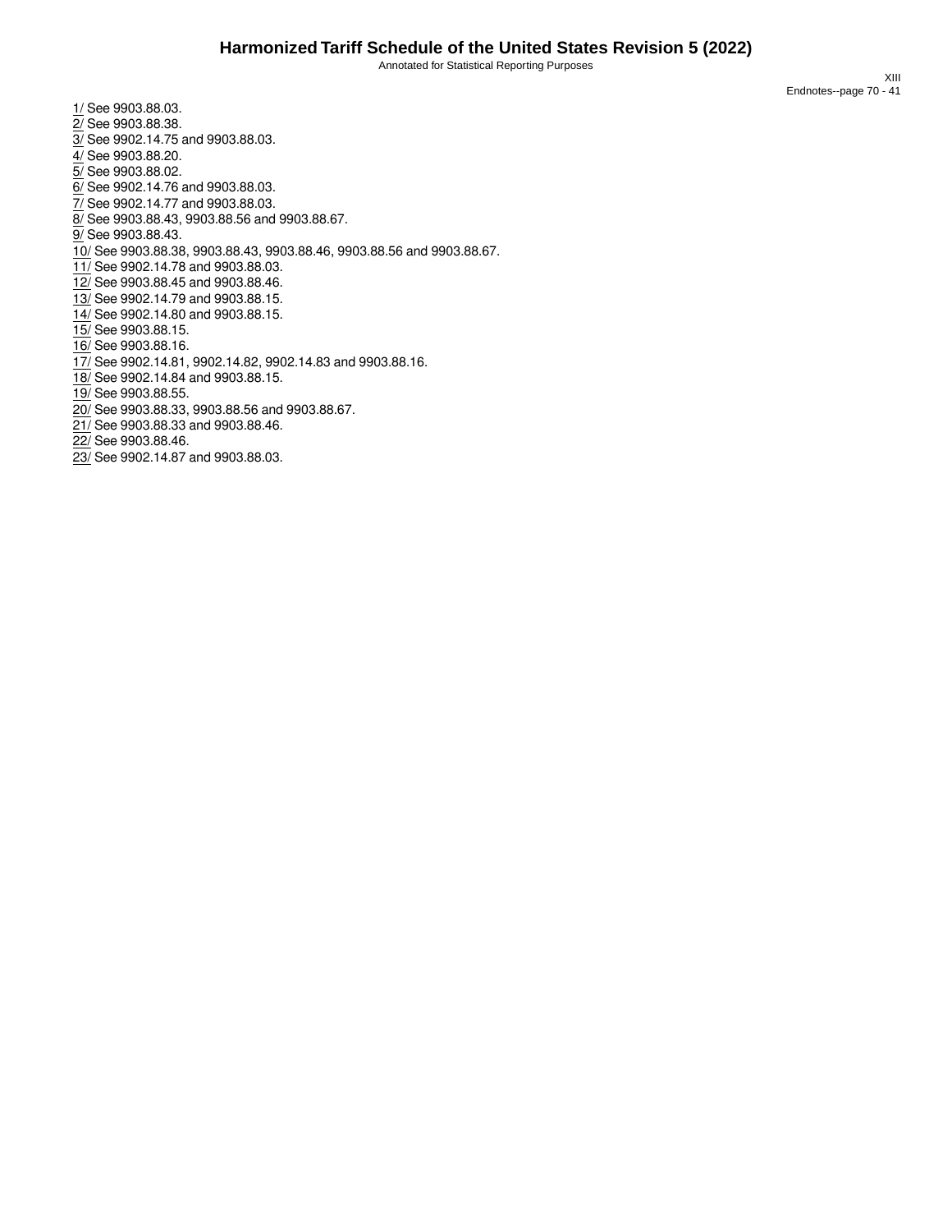1/ See 9903.88.03.
2/ See 9903.88.38.
3/ See 9902.14.75 and 9903.88.03.
4/ See 9903.88.20.
5/ See 9903.88.02.
6/ See 9902.14.76 and 9903.88.03.
7/ See 9902.14.77 and 9903.88.03.
8/ See 9903.88.43, 9903.88.56 and 9903.88.67.
9/ See 9903.88.43.
10/ See 9903.88.38, 9903.88.43, 9903.88.46, 9903.88.56 and 9903.88.67.
11/ See 9902.14.78 and 9903.88.03.
12/ See 9903.88.45 and 9903.88.46.
13/ See 9902.14.79 and 9903.88.15.
14/ See 9902.14.80 and 9903.88.15.
15/ See 9903.88.15.
16/ See 9903.88.16.
17/ See 9902.14.81, 9902.14.82, 9902.14.83 and 9903.88.16.
18/ See 9902.14.84 and 9903.88.15.
19/ See 9903.88.55.
20/ See 9903.88.33, 9903.88.56 and 9903.88.67.
21/ See 9903.88.33 and 9903.88.46.
22/ See 9903.88.46.
23/ See 9902.14.87 and 9903.88.03.